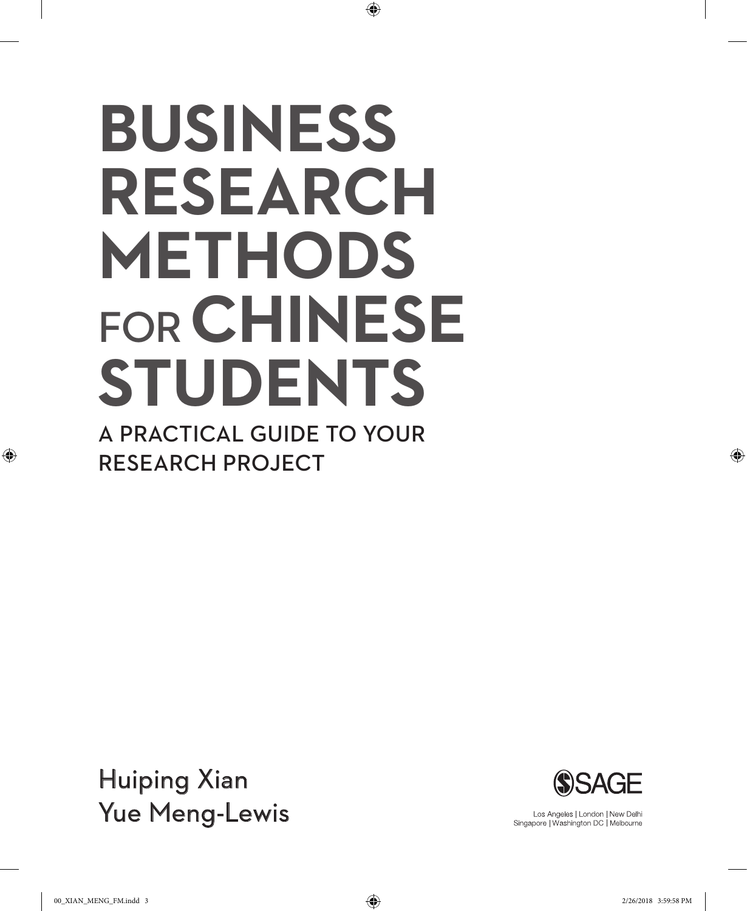# BUSINESS RESEARCH METHODS FOR CHINESE STUDENTS

## A PRACTICAL GUIDE TO YOUR RESEARCH PROJECT

Huiping Xian
Yue Meng-Lewis

SAGE

Los Angeles | London | New Delhi
Singapore | Washington DC | Melbourne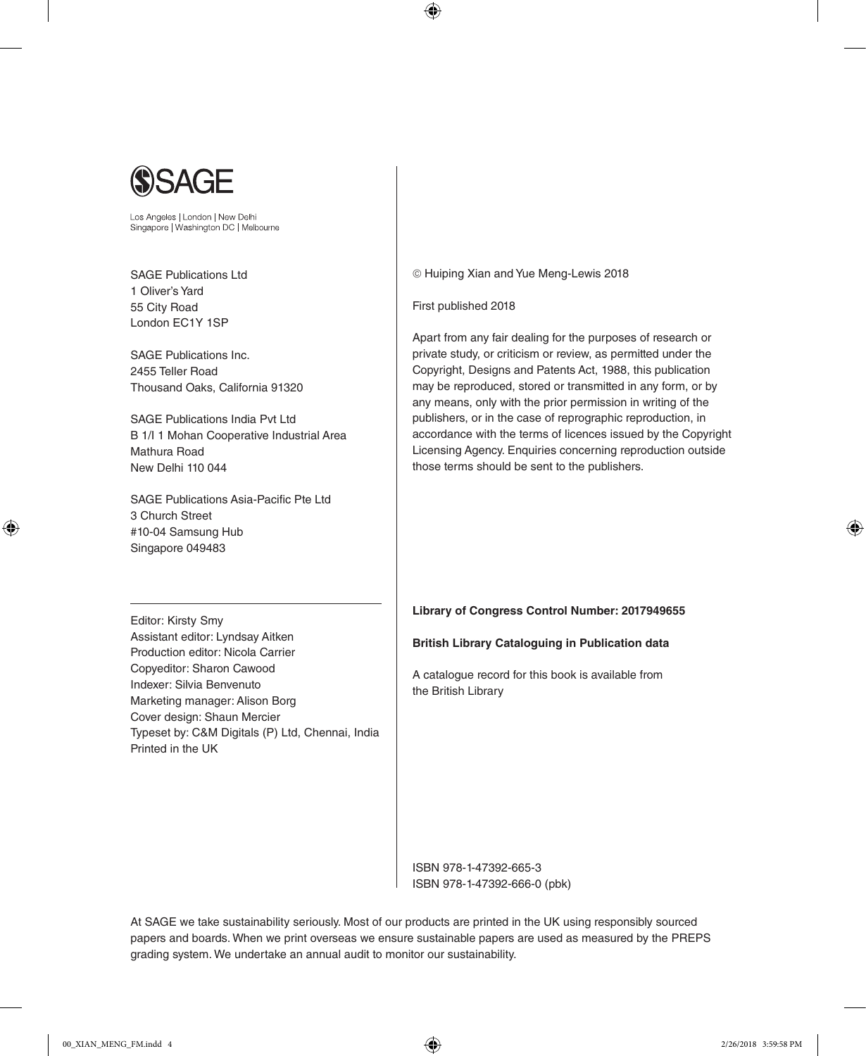SAGE

Los Angeles | London | New Delhi
Singapore | Washington DC | Melbourne

SAGE Publications Ltd
1 Oliver's Yard
55 City Road
London EC1Y 1SP

SAGE Publications Inc.
2455 Teller Road
Thousand Oaks, California 91320

SAGE Publications India Pvt Ltd
B 1/I 1 Mohan Cooperative Industrial Area
Mathura Road
New Delhi 110 044

SAGE Publications Asia-Pacific Pte Ltd
3 Church Street
#10-04 Samsung Hub
Singapore 049483

---

Editor: Kirsty Smy
Assistant editor: Lyndsay Aitken
Production editor: Nicola Carrier
Copyeditor: Sharon Cawood
Indexer: Silvia Benvenuto
Marketing manager: Alison Borg
Cover design: Shaun Mercier
Typeset by: C&M Digitals (P) Ltd, Chennai, India
Printed in the UK

© Huiping Xian and Yue Meng-Lewis 2018

First published 2018

Apart from any fair dealing for the purposes of research or private study, or criticism or review, as permitted under the Copyright, Designs and Patents Act, 1988, this publication may be reproduced, stored or transmitted in any form, or by any means, only with the prior permission in writing of the publishers, or in the case of reprographic reproduction, in accordance with the terms of licences issued by the Copyright Licensing Agency. Enquiries concerning reproduction outside those terms should be sent to the publishers.

**Library of Congress Control Number: 2017949655**

**British Library Cataloguing in Publication data**

A catalogue record for this book is available from the British Library

ISBN 978-1-47392-665-3
ISBN 978-1-47392-666-0 (pbk)

At SAGE we take sustainability seriously. Most of our products are printed in the UK using responsibly sourced papers and boards. When we print overseas we ensure sustainable papers are used as measured by the PREPS grading system. We undertake an annual audit to monitor our sustainability.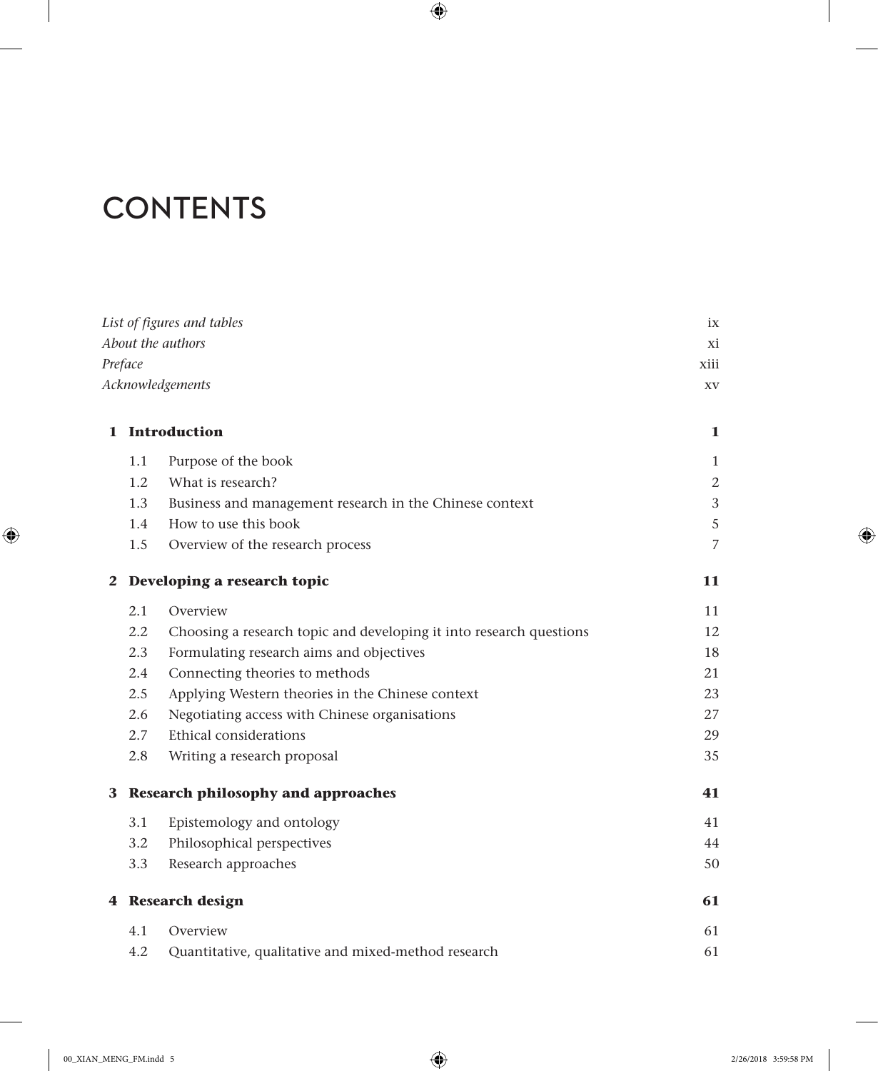# CONTENTS

| | | |
|---|---|---|
| *List of figures and tables* | | ix |
| *About the authors* | | xi |
| *Preface* | | xiii |
| *Acknowledgements* | | xv |
| **1** | **Introduction** | **1** |
| 1.1 | Purpose of the book | 1 |
| 1.2 | What is research? | 2 |
| 1.3 | Business and management research in the Chinese context | 3 |
| 1.4 | How to use this book | 5 |
| 1.5 | Overview of the research process | 7 |
| **2** | **Developing a research topic** | **11** |
| 2.1 | Overview | 11 |
| 2.2 | Choosing a research topic and developing it into research questions | 12 |
| 2.3 | Formulating research aims and objectives | 18 |
| 2.4 | Connecting theories to methods | 21 |
| 2.5 | Applying Western theories in the Chinese context | 23 |
| 2.6 | Negotiating access with Chinese organisations | 27 |
| 2.7 | Ethical considerations | 29 |
| 2.8 | Writing a research proposal | 35 |
| **3** | **Research philosophy and approaches** | **41** |
| 3.1 | Epistemology and ontology | 41 |
| 3.2 | Philosophical perspectives | 44 |
| 3.3 | Research approaches | 50 |
| **4** | **Research design** | **61** |
| 4.1 | Overview | 61 |
| 4.2 | Quantitative, qualitative and mixed-method research | 61 |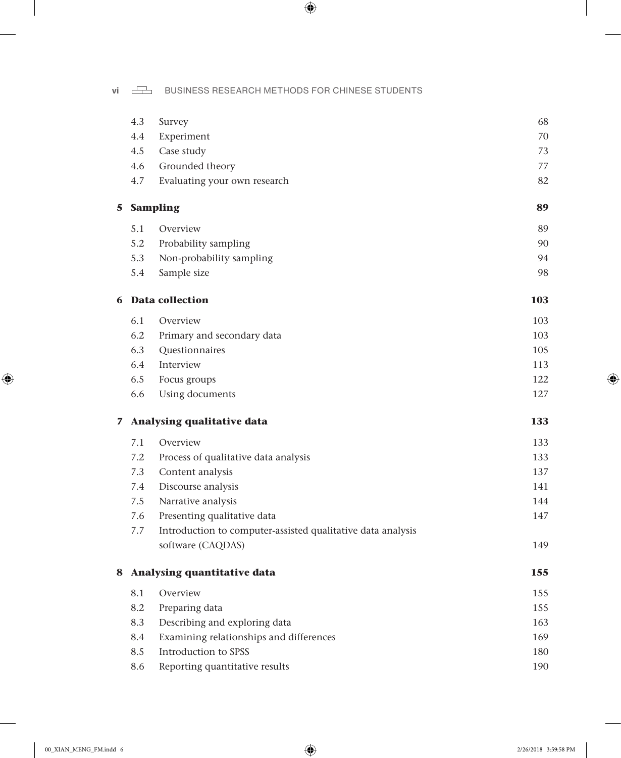| | | |
|---|---|---|
| 4.3 | Survey | 68 |
| 4.4 | Experiment | 70 |
| 4.5 | Case study | 73 |
| 4.6 | Grounded theory | 77 |
| 4.7 | Evaluating your own research | 82 |
| **5** | **Sampling** | **89** |
| 5.1 | Overview | 89 |
| 5.2 | Probability sampling | 90 |
| 5.3 | Non-probability sampling | 94 |
| 5.4 | Sample size | 98 |
| **6** | **Data collection** | **103** |
| 6.1 | Overview | 103 |
| 6.2 | Primary and secondary data | 103 |
| 6.3 | Questionnaires | 105 |
| 6.4 | Interview | 113 |
| 6.5 | Focus groups | 122 |
| 6.6 | Using documents | 127 |
| **7** | **Analysing qualitative data** | **133** |
| 7.1 | Overview | 133 |
| 7.2 | Process of qualitative data analysis | 133 |
| 7.3 | Content analysis | 137 |
| 7.4 | Discourse analysis | 141 |
| 7.5 | Narrative analysis | 144 |
| 7.6 | Presenting qualitative data | 147 |
| 7.7 | Introduction to computer-assisted qualitative data analysis software (CAQDAS) | 149 |
| **8** | **Analysing quantitative data** | **155** |
| 8.1 | Overview | 155 |
| 8.2 | Preparing data | 155 |
| 8.3 | Describing and exploring data | 163 |
| 8.4 | Examining relationships and differences | 169 |
| 8.5 | Introduction to SPSS | 180 |
| 8.6 | Reporting quantitative results | 190 |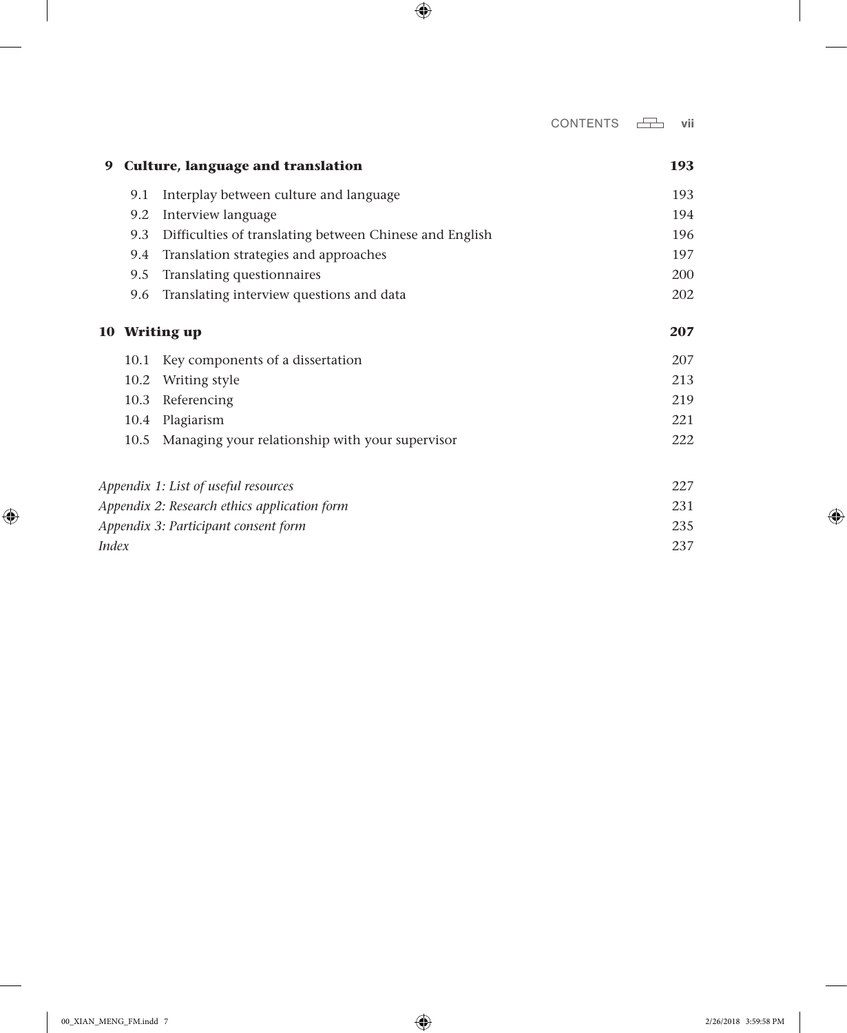**9 Culture, language and translation** **193**

| | | |
|---|---|---|
| 9.1 | Interplay between culture and language | 193 |
| 9.2 | Interview language | 194 |
| 9.3 | Difficulties of translating between Chinese and English | 196 |
| 9.4 | Translation strategies and approaches | 197 |
| 9.5 | Translating questionnaires | 200 |
| 9.6 | Translating interview questions and data | 202 |

**10 Writing up** **207**

| | | |
|---|---|---|
| 10.1 | Key components of a dissertation | 207 |
| 10.2 | Writing style | 213 |
| 10.3 | Referencing | 219 |
| 10.4 | Plagiarism | 221 |
| 10.5 | Managing your relationship with your supervisor | 222 |

| | |
|---|---|
| *Appendix 1: List of useful resources* | 227 |
| *Appendix 2: Research ethics application form* | 231 |
| *Appendix 3: Participant consent form* | 235 |
| *Index* | 237 |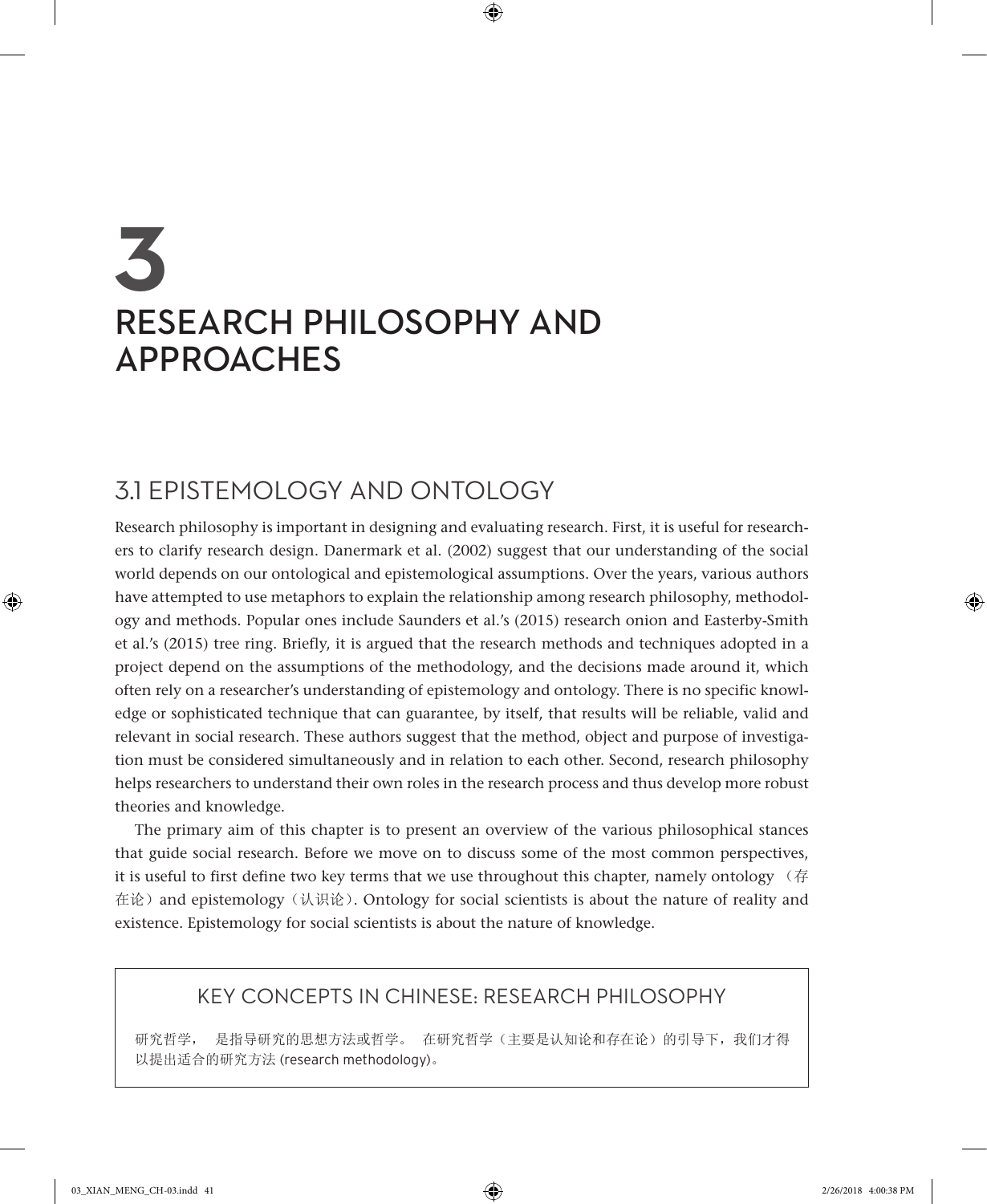# 3 RESEARCH PHILOSOPHY AND APPROACHES

## 3.1 EPISTEMOLOGY AND ONTOLOGY

Research philosophy is important in designing and evaluating research. First, it is useful for researchers to clarify research design. Danermark et al. (2002) suggest that our understanding of the social world depends on our ontological and epistemological assumptions. Over the years, various authors have attempted to use metaphors to explain the relationship among research philosophy, methodology and methods. Popular ones include Saunders et al.'s (2015) research onion and Easterby-Smith et al.'s (2015) tree ring. Briefly, it is argued that the research methods and techniques adopted in a project depend on the assumptions of the methodology, and the decisions made around it, which often rely on a researcher's understanding of epistemology and ontology. There is no specific knowledge or sophisticated technique that can guarantee, by itself, that results will be reliable, valid and relevant in social research. These authors suggest that the method, object and purpose of investigation must be considered simultaneously and in relation to each other. Second, research philosophy helps researchers to understand their own roles in the research process and thus develop more robust theories and knowledge.

The primary aim of this chapter is to present an overview of the various philosophical stances that guide social research. Before we move on to discuss some of the most common perspectives, it is useful to first define two key terms that we use throughout this chapter, namely ontology（存在论）and epistemology（认识论）. Ontology for social scientists is about the nature of reality and existence. Epistemology for social scientists is about the nature of knowledge.

### KEY CONCEPTS IN CHINESE: RESEARCH PHILOSOPHY

研究哲学， 是指导研究的思想方法或哲学。 在研究哲学（主要是认知论和存在论）的引导下，我们才得以提出适合的研究方法 (research methodology)。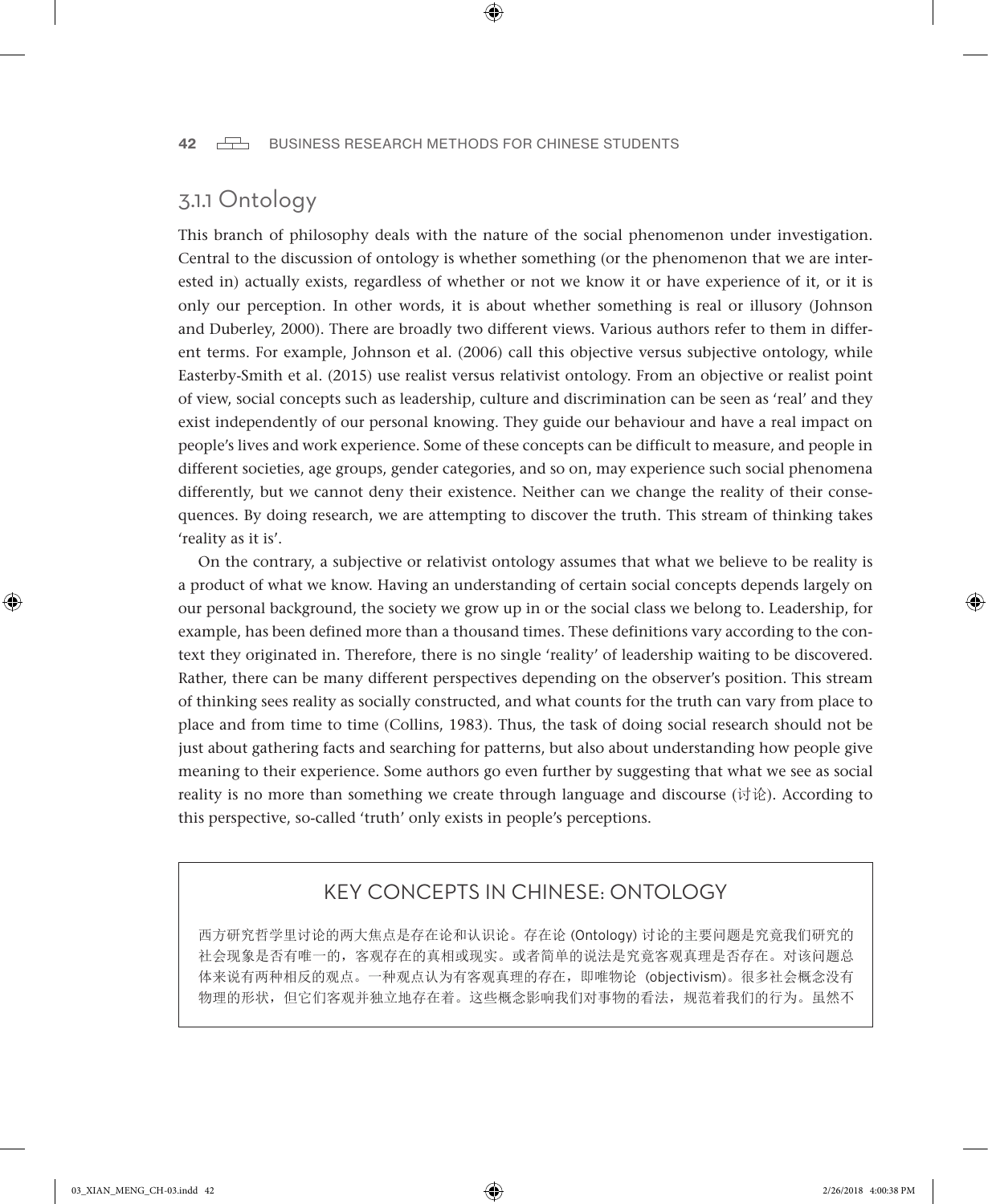### 3.1.1 Ontology

This branch of philosophy deals with the nature of the social phenomenon under investigation. Central to the discussion of ontology is whether something (or the phenomenon that we are interested in) actually exists, regardless of whether or not we know it or have experience of it, or it is only our perception. In other words, it is about whether something is real or illusory (Johnson and Duberley, 2000). There are broadly two different views. Various authors refer to them in different terms. For example, Johnson et al. (2006) call this objective versus subjective ontology, while Easterby-Smith et al. (2015) use realist versus relativist ontology. From an objective or realist point of view, social concepts such as leadership, culture and discrimination can be seen as 'real' and they exist independently of our personal knowing. They guide our behaviour and have a real impact on people's lives and work experience. Some of these concepts can be difficult to measure, and people in different societies, age groups, gender categories, and so on, may experience such social phenomena differently, but we cannot deny their existence. Neither can we change the reality of their consequences. By doing research, we are attempting to discover the truth. This stream of thinking takes 'reality as it is'.

On the contrary, a subjective or relativist ontology assumes that what we believe to be reality is a product of what we know. Having an understanding of certain social concepts depends largely on our personal background, the society we grow up in or the social class we belong to. Leadership, for example, has been defined more than a thousand times. These definitions vary according to the context they originated in. Therefore, there is no single 'reality' of leadership waiting to be discovered. Rather, there can be many different perspectives depending on the observer's position. This stream of thinking sees reality as socially constructed, and what counts for the truth can vary from place to place and from time to time (Collins, 1983). Thus, the task of doing social research should not be just about gathering facts and searching for patterns, but also about understanding how people give meaning to their experience. Some authors go even further by suggesting that what we see as social reality is no more than something we create through language and discourse (讨论). According to this perspective, so-called 'truth' only exists in people's perceptions.

> **KEY CONCEPTS IN CHINESE: ONTOLOGY**
>
> 西方研究哲学里讨论的两大焦点是存在论和认识论。存在论 (Ontology) 讨论的主要问题是究竟我们研究的社会现象是否有唯一的，客观存在的真相或现实。或者简单的说法是究竟客观真理是否存在。对该问题总体来说有两种相反的观点。一种观点认为有客观真理的存在，即唯物论 (objectivism)。很多社会概念没有物理的形状，但它们客观并独立地存在着。这些概念影响我们对事物的看法，规范着我们的行为。虽然不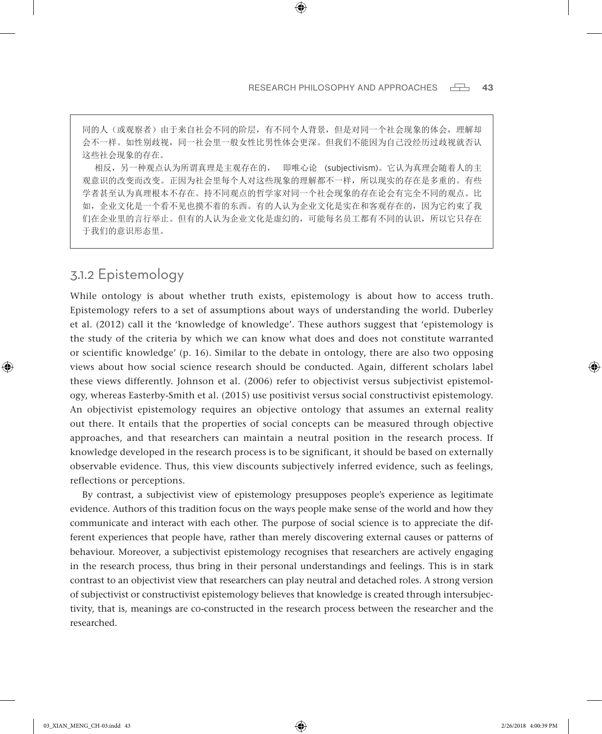同的人（或观察者）由于来自社会不同的阶层，有不同个人背景，但是对同一个社会现象的体会，理解却会不一样。如性别歧视，同一社会里一般女性比男性体会更深。但我们不能因为自己没经历过歧视就否认这些社会现象的存在。

相反，另一种观点认为所谓真理是主观存在的，　即唯心论　(subjectivism)。它认为真理会随着人的主观意识的改变而改变。正因为社会里每个人对这些现象的理解都不一样，所以现实的存在是多重的。有些学者甚至认为真理根本不存在。持不同观点的哲学家对同一个社会现象的存在论会有完全不同的观点。比如，企业文化是一个看不见也摸不着的东西。有的人认为企业文化是实在和客观存在的，因为它约束了我们在企业里的言行举止。但有的人认为企业文化是虚幻的，可能每名员工都有不同的认识，所以它只存在于我们的意识形态里。

## 3.1.2 Epistemology

While ontology is about whether truth exists, epistemology is about how to access truth. Epistemology refers to a set of assumptions about ways of understanding the world. Duberley et al. (2012) call it the 'knowledge of knowledge'. These authors suggest that 'epistemology is the study of the criteria by which we can know what does and does not constitute warranted or scientific knowledge' (p. 16). Similar to the debate in ontology, there are also two opposing views about how social science research should be conducted. Again, different scholars label these views differently. Johnson et al. (2006) refer to objectivist versus subjectivist epistemology, whereas Easterby-Smith et al. (2015) use positivist versus social constructivist epistemology. An objectivist epistemology requires an objective ontology that assumes an external reality out there. It entails that the properties of social concepts can be measured through objective approaches, and that researchers can maintain a neutral position in the research process. If knowledge developed in the research process is to be significant, it should be based on externally observable evidence. Thus, this view discounts subjectively inferred evidence, such as feelings, reflections or perceptions.

By contrast, a subjectivist view of epistemology presupposes people's experience as legitimate evidence. Authors of this tradition focus on the ways people make sense of the world and how they communicate and interact with each other. The purpose of social science is to appreciate the different experiences that people have, rather than merely discovering external causes or patterns of behaviour. Moreover, a subjectivist epistemology recognises that researchers are actively engaging in the research process, thus bring in their personal understandings and feelings. This is in stark contrast to an objectivist view that researchers can play neutral and detached roles. A strong version of subjectivist or constructivist epistemology believes that knowledge is created through intersubjectivity, that is, meanings are co-constructed in the research process between the researcher and the researched.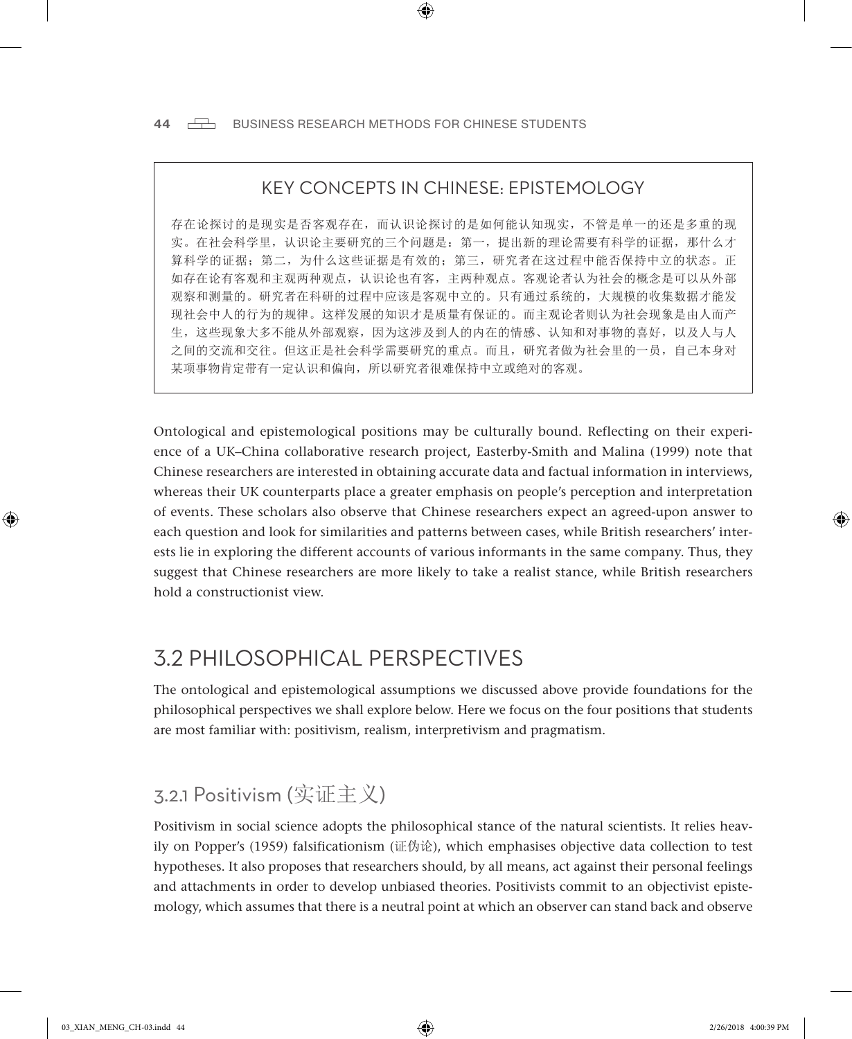## KEY CONCEPTS IN CHINESE: EPISTEMOLOGY

存在论探讨的是现实是否客观存在，而认识论探讨的是如何能认知现实，不管是单一的还是多重的现实。在社会科学里，认识论主要研究的三个问题是：第一，提出新的理论需要有科学的证据，那什么才算科学的证据；第二，为什么这些证据是有效的；第三，研究者在这过程中能否保持中立的状态。正如存在论有客观和主观两种观点，认识论也有客，主两种观点。客观论者认为社会的概念是可以从外部观察和测量的。研究者在科研的过程中应该是客观中立的。只有通过系统的，大规模的收集数据才能发现社会中人的行为的规律。这样发展的知识才是质量有保证的。而主观论者则认为社会现象是由人而产生，这些现象大多不能从外部观察，因为这涉及到人的内在的情感、认知和对事物的喜好，以及人与人之间的交流和交往。但这正是社会科学需要研究的重点。而且，研究者做为社会里的一员，自己本身对某项事物肯定带有一定认识和偏向，所以研究者很难保持中立或绝对的客观。

Ontological and epistemological positions may be culturally bound. Reflecting on their experience of a UK–China collaborative research project, Easterby-Smith and Malina (1999) note that Chinese researchers are interested in obtaining accurate data and factual information in interviews, whereas their UK counterparts place a greater emphasis on people's perception and interpretation of events. These scholars also observe that Chinese researchers expect an agreed-upon answer to each question and look for similarities and patterns between cases, while British researchers' interests lie in exploring the different accounts of various informants in the same company. Thus, they suggest that Chinese researchers are more likely to take a realist stance, while British researchers hold a constructionist view.

# 3.2 PHILOSOPHICAL PERSPECTIVES

The ontological and epistemological assumptions we discussed above provide foundations for the philosophical perspectives we shall explore below. Here we focus on the four positions that students are most familiar with: positivism, realism, interpretivism and pragmatism.

## 3.2.1 Positivism (实证主义)

Positivism in social science adopts the philosophical stance of the natural scientists. It relies heavily on Popper's (1959) falsificationism (证伪论), which emphasises objective data collection to test hypotheses. It also proposes that researchers should, by all means, act against their personal feelings and attachments in order to develop unbiased theories. Positivists commit to an objectivist epistemology, which assumes that there is a neutral point at which an observer can stand back and observe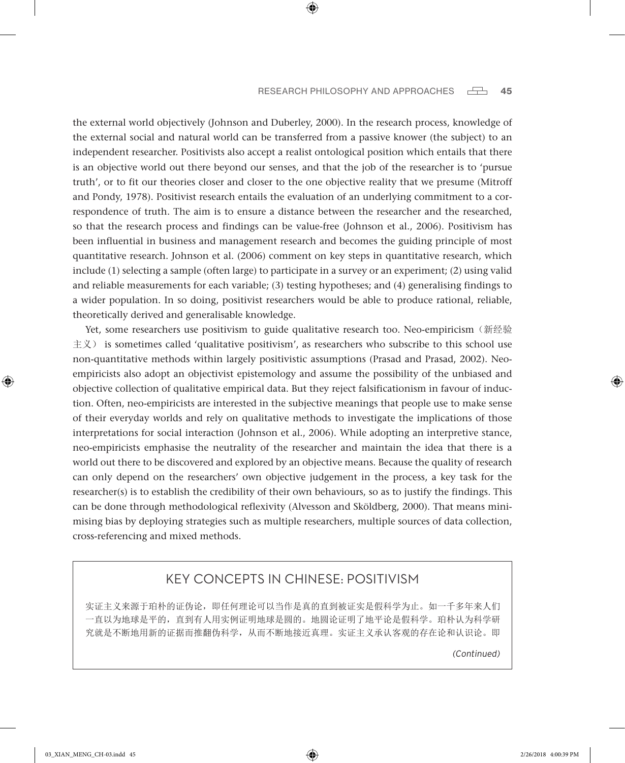the external world objectively (Johnson and Duberley, 2000). In the research process, knowledge of the external social and natural world can be transferred from a passive knower (the subject) to an independent researcher. Positivists also accept a realist ontological position which entails that there is an objective world out there beyond our senses, and that the job of the researcher is to 'pursue truth', or to fit our theories closer and closer to the one objective reality that we presume (Mitroff and Pondy, 1978). Positivist research entails the evaluation of an underlying commitment to a correspondence of truth. The aim is to ensure a distance between the researcher and the researched, so that the research process and findings can be value-free (Johnson et al., 2006). Positivism has been influential in business and management research and becomes the guiding principle of most quantitative research. Johnson et al. (2006) comment on key steps in quantitative research, which include (1) selecting a sample (often large) to participate in a survey or an experiment; (2) using valid and reliable measurements for each variable; (3) testing hypotheses; and (4) generalising findings to a wider population. In so doing, positivist researchers would be able to produce rational, reliable, theoretically derived and generalisable knowledge.

Yet, some researchers use positivism to guide qualitative research too. Neo-empiricism（新经验主义） is sometimes called 'qualitative positivism', as researchers who subscribe to this school use non-quantitative methods within largely positivistic assumptions (Prasad and Prasad, 2002). Neo-empiricists also adopt an objectivist epistemology and assume the possibility of the unbiased and objective collection of qualitative empirical data. But they reject falsificationism in favour of induction. Often, neo-empiricists are interested in the subjective meanings that people use to make sense of their everyday worlds and rely on qualitative methods to investigate the implications of those interpretations for social interaction (Johnson et al., 2006). While adopting an interpretive stance, neo-empiricists emphasise the neutrality of the researcher and maintain the idea that there is a world out there to be discovered and explored by an objective means. Because the quality of research can only depend on the researchers' own objective judgement in the process, a key task for the researcher(s) is to establish the credibility of their own behaviours, so as to justify the findings. This can be done through methodological reflexivity (Alvesson and Sköldberg, 2000). That means minimising bias by deploying strategies such as multiple researchers, multiple sources of data collection, cross-referencing and mixed methods.

## KEY CONCEPTS IN CHINESE: POSITIVISM

实证主义来源于珀朴的证伪论，即任何理论可以当作是真的直到被证实是假科学为止。如一千多年来人们一直以为地球是平的，直到有人用实例证明地球是圆的。地圆论证明了地平论是假科学。珀朴认为科学研究就是不断地用新的证据而推翻伪科学，从而不断地接近真理。实证主义承认客观的存在论和认识论。即

*(Continued)*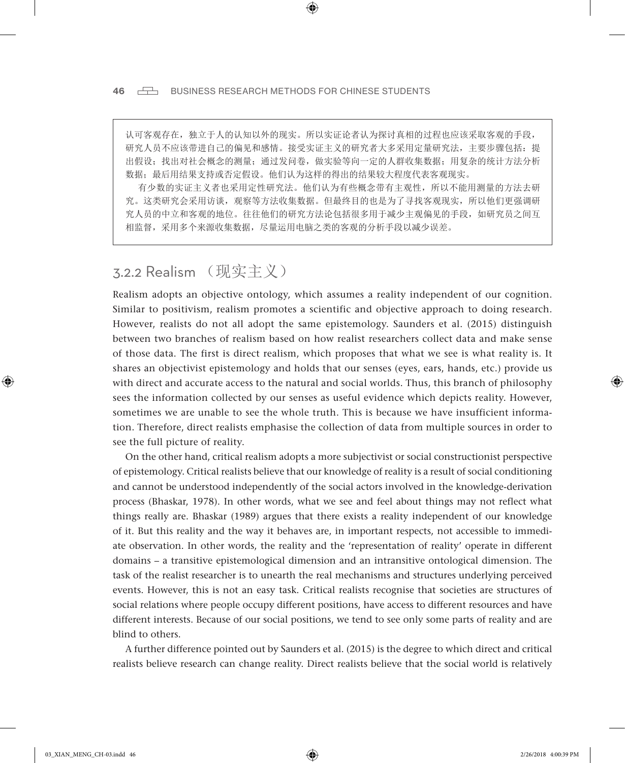认可客观存在，独立于人的认知以外的现实。所以实证论者认为探讨真相的过程也应该采取客观的手段，研究人员不应该带进自己的偏见和感情。接受实证主义的研究者大多采用定量研究法，主要步骤包括：提出假设；找出对社会概念的测量；通过发问卷，做实验等向一定的人群收集数据；用复杂的统计方法分析数据；最后用结果支持或否定假设。他们认为这样的得出的结果较大程度代表客观现实。

有少数的实证主义者也采用定性研究法。他们认为有些概念带有主观性，所以不能用测量的方法去研究。这类研究会采用访谈，观察等方法收集数据。但最终目的也是为了寻找客观现实，所以他们更强调研究人员的中立和客观的地位。往往他们的研究方法论包括很多用于减少主观偏见的手段，如研究员之间互相监督，采用多个来源收集数据，尽量运用电脑之类的客观的分析手段以减少误差。

### 3.2.2 Realism （现实主义）

Realism adopts an objective ontology, which assumes a reality independent of our cognition. Similar to positivism, realism promotes a scientific and objective approach to doing research. However, realists do not all adopt the same epistemology. Saunders et al. (2015) distinguish between two branches of realism based on how realist researchers collect data and make sense of those data. The first is direct realism, which proposes that what we see is what reality is. It shares an objectivist epistemology and holds that our senses (eyes, ears, hands, etc.) provide us with direct and accurate access to the natural and social worlds. Thus, this branch of philosophy sees the information collected by our senses as useful evidence which depicts reality. However, sometimes we are unable to see the whole truth. This is because we have insufficient information. Therefore, direct realists emphasise the collection of data from multiple sources in order to see the full picture of reality.

On the other hand, critical realism adopts a more subjectivist or social constructionist perspective of epistemology. Critical realists believe that our knowledge of reality is a result of social conditioning and cannot be understood independently of the social actors involved in the knowledge-derivation process (Bhaskar, 1978). In other words, what we see and feel about things may not reflect what things really are. Bhaskar (1989) argues that there exists a reality independent of our knowledge of it. But this reality and the way it behaves are, in important respects, not accessible to immediate observation. In other words, the reality and the 'representation of reality' operate in different domains – a transitive epistemological dimension and an intransitive ontological dimension. The task of the realist researcher is to unearth the real mechanisms and structures underlying perceived events. However, this is not an easy task. Critical realists recognise that societies are structures of social relations where people occupy different positions, have access to different resources and have different interests. Because of our social positions, we tend to see only some parts of reality and are blind to others.

A further difference pointed out by Saunders et al. (2015) is the degree to which direct and critical realists believe research can change reality. Direct realists believe that the social world is relatively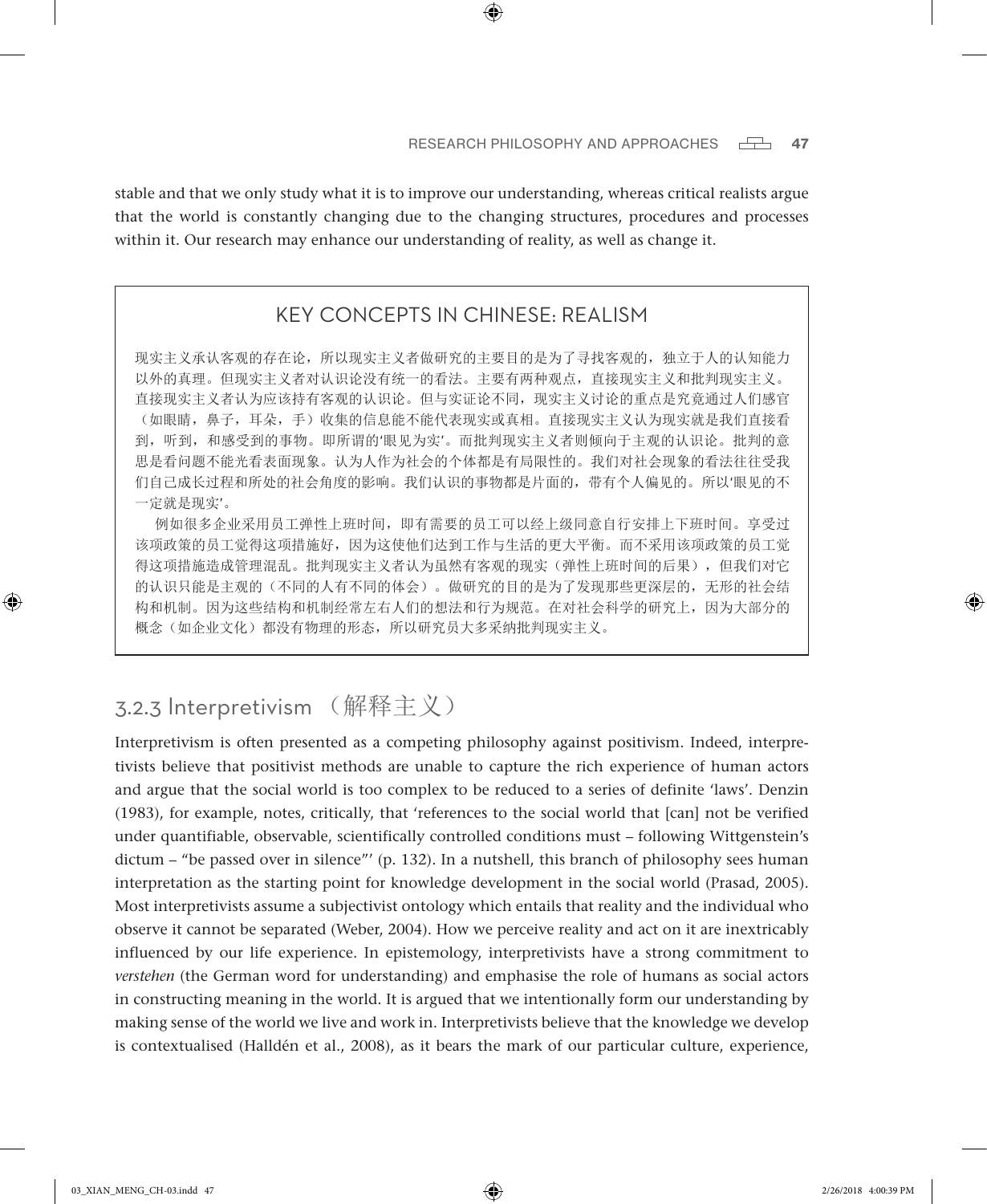stable and that we only study what it is to improve our understanding, whereas critical realists argue that the world is constantly changing due to the changing structures, procedures and processes within it. Our research may enhance our understanding of reality, as well as change it.

> **KEY CONCEPTS IN CHINESE: REALISM**
>
> 现实主义承认客观的存在论，所以现实主义者做研究的主要目的是为了寻找客观的，独立于人的认知能力以外的真理。但现实主义者对认识论没有统一的看法。主要有两种观点，直接现实主义和批判现实主义。直接现实主义者认为应该持有客观的认识论。但与实证论不同，现实主义讨论的重点是究竟通过人们感官（如眼睛，鼻子，耳朵，手）收集的信息能不能代表现实或真相。直接现实主义认为现实就是我们直接看到，听到，和感受到的事物。即所谓的'眼见为实'。而批判现实主义者则倾向于主观的认识论。批判的意思是看问题不能光看表面现象。认为人作为社会的个体都是有局限性的。我们对社会现象的看法往往受我们自己成长过程和所处的社会角度的影响。我们认识的事物都是片面的，带有个人偏见的。所以'眼见的不一定就是现实'。
>
> 例如很多企业采用员工弹性上班时间，即有需要的员工可以经上级同意自行安排上下班时间。享受过该项政策的员工觉得这项措施好，因为这使他们达到工作与生活的更大平衡。而不采用该项政策的员工觉得这项措施造成管理混乱。批判现实主义者认为虽然有客观的现实（弹性上班时间的后果），但我们对它的认识只能是主观的（不同的人有不同的体会）。做研究的目的是为了发现那些更深层的，无形的社会结构和机制。因为这些结构和机制经常左右人们的想法和行为规范。在对社会科学的研究上，因为大部分的概念（如企业文化）都没有物理的形态，所以研究员大多采纳批判现实主义。

### 3.2.3 Interpretivism （解释主义）

Interpretivism is often presented as a competing philosophy against positivism. Indeed, interpretivists believe that positivist methods are unable to capture the rich experience of human actors and argue that the social world is too complex to be reduced to a series of definite 'laws'. Denzin (1983), for example, notes, critically, that 'references to the social world that [can] not be verified under quantifiable, observable, scientifically controlled conditions must – following Wittgenstein's dictum – "be passed over in silence"' (p. 132). In a nutshell, this branch of philosophy sees human interpretation as the starting point for knowledge development in the social world (Prasad, 2005). Most interpretivists assume a subjectivist ontology which entails that reality and the individual who observe it cannot be separated (Weber, 2004). How we perceive reality and act on it are inextricably influenced by our life experience. In epistemology, interpretivists have a strong commitment to *verstehen* (the German word for understanding) and emphasise the role of humans as social actors in constructing meaning in the world. It is argued that we intentionally form our understanding by making sense of the world we live and work in. Interpretivists believe that the knowledge we develop is contextualised (Halldén et al., 2008), as it bears the mark of our particular culture, experience,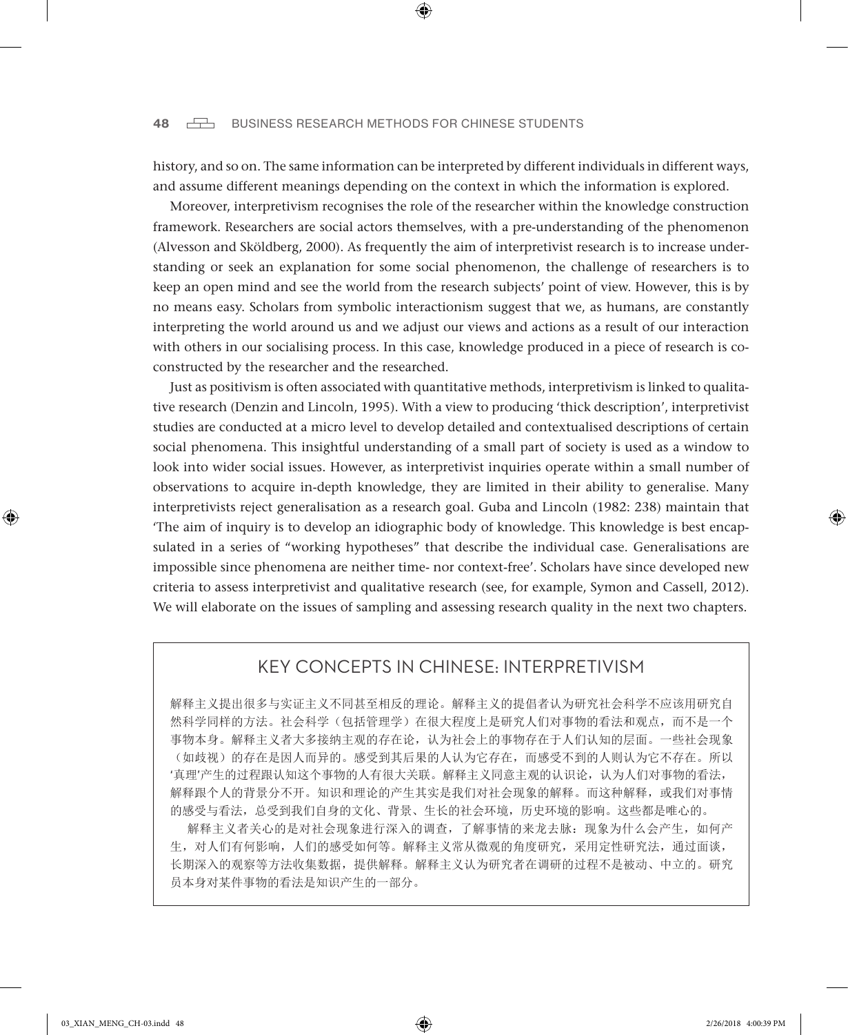history, and so on. The same information can be interpreted by different individuals in different ways, and assume different meanings depending on the context in which the information is explored.

Moreover, interpretivism recognises the role of the researcher within the knowledge construction framework. Researchers are social actors themselves, with a pre-understanding of the phenomenon (Alvesson and Sköldberg, 2000). As frequently the aim of interpretivist research is to increase understanding or seek an explanation for some social phenomenon, the challenge of researchers is to keep an open mind and see the world from the research subjects' point of view. However, this is by no means easy. Scholars from symbolic interactionism suggest that we, as humans, are constantly interpreting the world around us and we adjust our views and actions as a result of our interaction with others in our socialising process. In this case, knowledge produced in a piece of research is co-constructed by the researcher and the researched.

Just as positivism is often associated with quantitative methods, interpretivism is linked to qualitative research (Denzin and Lincoln, 1995). With a view to producing 'thick description', interpretivist studies are conducted at a micro level to develop detailed and contextualised descriptions of certain social phenomena. This insightful understanding of a small part of society is used as a window to look into wider social issues. However, as interpretivist inquiries operate within a small number of observations to acquire in-depth knowledge, they are limited in their ability to generalise. Many interpretivists reject generalisation as a research goal. Guba and Lincoln (1982: 238) maintain that 'The aim of inquiry is to develop an idiographic body of knowledge. This knowledge is best encapsulated in a series of "working hypotheses" that describe the individual case. Generalisations are impossible since phenomena are neither time- nor context-free'. Scholars have since developed new criteria to assess interpretivist and qualitative research (see, for example, Symon and Cassell, 2012). We will elaborate on the issues of sampling and assessing research quality in the next two chapters.

## KEY CONCEPTS IN CHINESE: INTERPRETIVISM

解释主义提出很多与实证主义不同甚至相反的理论。解释主义的提倡者认为研究社会科学不应该用研究自然科学同样的方法。社会科学（包括管理学）在很大程度上是研究人们对事物的看法和观点，而不是一个事物本身。解释主义者大多接纳主观的存在论，认为社会上的事物存在于人们认知的层面。一些社会现象（如歧视）的存在是因人而异的。感受到其后果的人认为它存在，而感受不到的人则认为它不存在。所以'真理'产生的过程跟认知这个事物的人有很大关联。解释主义同意主观的认识论，认为人们对事物的看法，解释跟个人的背景分不开。知识和理论的产生其实是我们对社会现象的解释。而这种解释，或我们对事情的感受与看法，总受到我们自身的文化、背景、生长的社会环境，历史环境的影响。这些都是唯心的。

解释主义者关心的是对社会现象进行深入的调查，了解事情的来龙去脉：现象为什么会产生，如何产生，对人们有何影响，人们的感受如何等。解释主义常从微观的角度研究，采用定性研究法，通过面谈，长期深入的观察等方法收集数据，提供解释。解释主义认为研究者在调研的过程不是被动、中立的。研究员本身对某件事物的看法是知识产生的一部分。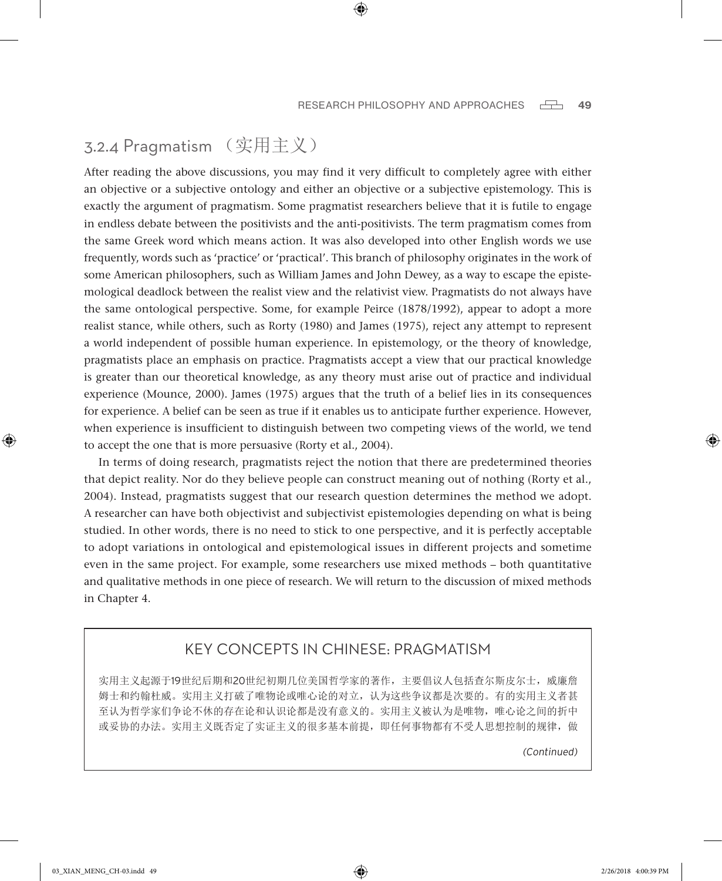## 3.2.4 Pragmatism （实用主义）

After reading the above discussions, you may find it very difficult to completely agree with either an objective or a subjective ontology and either an objective or a subjective epistemology. This is exactly the argument of pragmatism. Some pragmatist researchers believe that it is futile to engage in endless debate between the positivists and the anti-positivists. The term pragmatism comes from the same Greek word which means action. It was also developed into other English words we use frequently, words such as 'practice' or 'practical'. This branch of philosophy originates in the work of some American philosophers, such as William James and John Dewey, as a way to escape the epistemological deadlock between the realist view and the relativist view. Pragmatists do not always have the same ontological perspective. Some, for example Peirce (1878/1992), appear to adopt a more realist stance, while others, such as Rorty (1980) and James (1975), reject any attempt to represent a world independent of possible human experience. In epistemology, or the theory of knowledge, pragmatists place an emphasis on practice. Pragmatists accept a view that our practical knowledge is greater than our theoretical knowledge, as any theory must arise out of practice and individual experience (Mounce, 2000). James (1975) argues that the truth of a belief lies in its consequences for experience. A belief can be seen as true if it enables us to anticipate further experience. However, when experience is insufficient to distinguish between two competing views of the world, we tend to accept the one that is more persuasive (Rorty et al., 2004).

In terms of doing research, pragmatists reject the notion that there are predetermined theories that depict reality. Nor do they believe people can construct meaning out of nothing (Rorty et al., 2004). Instead, pragmatists suggest that our research question determines the method we adopt. A researcher can have both objectivist and subjectivist epistemologies depending on what is being studied. In other words, there is no need to stick to one perspective, and it is perfectly acceptable to adopt variations in ontological and epistemological issues in different projects and sometime even in the same project. For example, some researchers use mixed methods – both quantitative and qualitative methods in one piece of research. We will return to the discussion of mixed methods in Chapter 4.

### KEY CONCEPTS IN CHINESE: PRAGMATISM

实用主义起源于19世纪后期和20世纪初期几位美国哲学家的著作，主要倡议人包括查尔斯皮尔士，威廉詹姆士和约翰杜威。实用主义打破了唯物论或唯心论的对立，认为这些争议都是次要的。有的实用主义者甚至认为哲学家们争论不休的存在论和认识论都是没有意义的。实用主义被认为是唯物，唯心论之间的折中或妥协的办法。实用主义既否定了实证主义的很多基本前提，即任何事物都有不受人思想控制的规律，做

*(Continued)*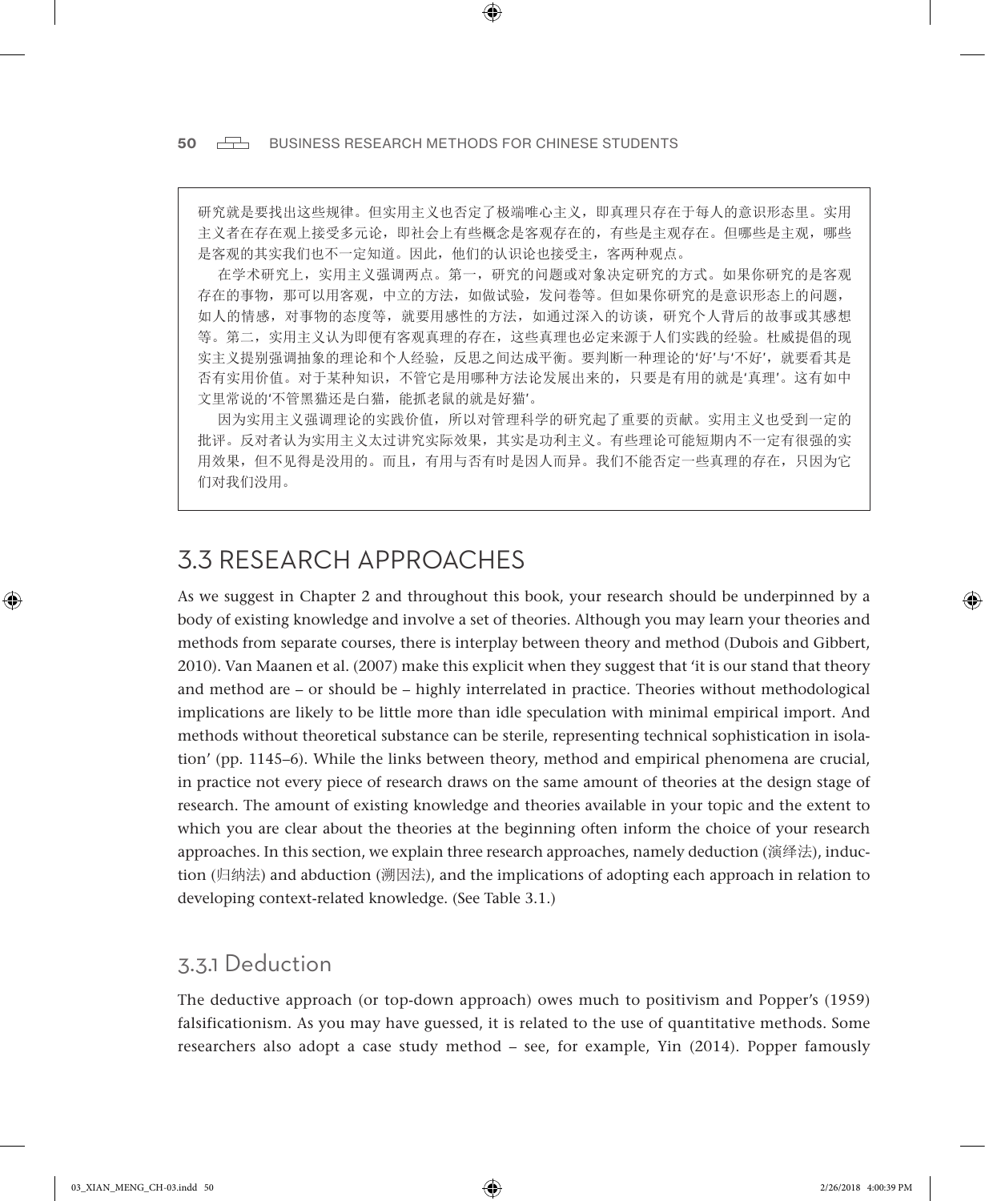研究就是要找出这些规律。但实用主义也否定了极端唯心主义，即真理只存在于每人的意识形态里。实用主义者在存在观上接受多元论，即社会上有些概念是客观存在的，有些是主观存在。但哪些是主观，哪些是客观的其实我们也不一定知道。因此，他们的认识论也接受主，客两种观点。

在学术研究上，实用主义强调两点。第一，研究的问题或对象决定研究的方式。如果你研究的是客观存在的事物，那可以用客观，中立的方法，如做试验，发问卷等。但如果你研究的是意识形态上的问题，如人的情感，对事物的态度等，就要用感性的方法，如通过深入的访谈，研究个人背后的故事或其感想等。第二，实用主义认为即便有客观真理的存在，这些真理也必定来源于人们实践的经验。杜威提倡的现实主义提别强调抽象的理论和个人经验，反思之间达成平衡。要判断一种理论的'好'与'不好'，就要看其是否有实用价值。对于某种知识，不管它是用哪种方法论发展出来的，只要是有用的就是'真理'。这有如中文里常说的'不管黑猫还是白猫，能抓老鼠的就是好猫'。

因为实用主义强调理论的实践价值，所以对管理科学的研究起了重要的贡献。实用主义也受到一定的批评。反对者认为实用主义太过讲究实际效果，其实是功利主义。有些理论可能短期内不一定有很强的实用效果，但不见得是没用的。而且，有用与否有时是因人而异。我们不能否定一些真理的存在，只因为它们对我们没用。

## 3.3 RESEARCH APPROACHES

As we suggest in Chapter 2 and throughout this book, your research should be underpinned by a body of existing knowledge and involve a set of theories. Although you may learn your theories and methods from separate courses, there is interplay between theory and method (Dubois and Gibbert, 2010). Van Maanen et al. (2007) make this explicit when they suggest that 'it is our stand that theory and method are – or should be – highly interrelated in practice. Theories without methodological implications are likely to be little more than idle speculation with minimal empirical import. And methods without theoretical substance can be sterile, representing technical sophistication in isolation' (pp. 1145–6). While the links between theory, method and empirical phenomena are crucial, in practice not every piece of research draws on the same amount of theories at the design stage of research. The amount of existing knowledge and theories available in your topic and the extent to which you are clear about the theories at the beginning often inform the choice of your research approaches. In this section, we explain three research approaches, namely deduction (演绎法), induction (归纳法) and abduction (溯因法), and the implications of adopting each approach in relation to developing context-related knowledge. (See Table 3.1.)

### 3.3.1 Deduction

The deductive approach (or top-down approach) owes much to positivism and Popper's (1959) falsificationism. As you may have guessed, it is related to the use of quantitative methods. Some researchers also adopt a case study method – see, for example, Yin (2014). Popper famously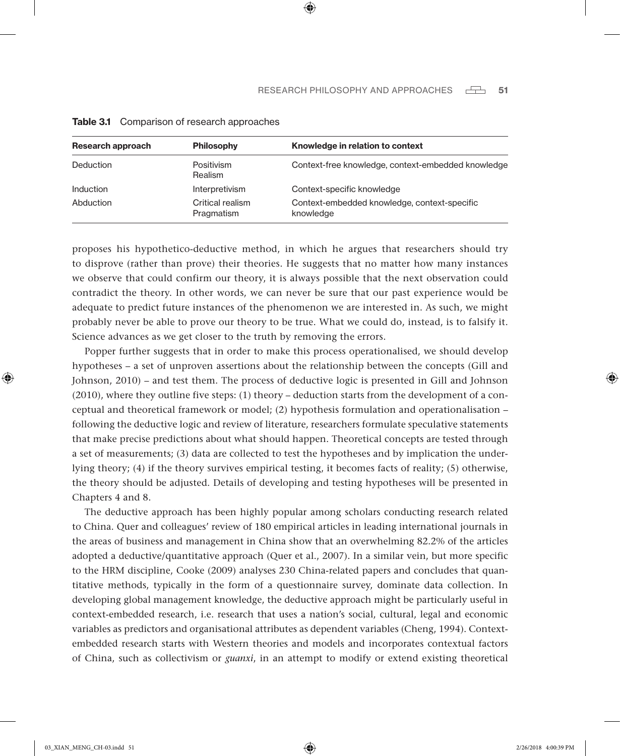**Table 3.1** Comparison of research approaches

| Research approach | Philosophy | Knowledge in relation to context |
|---|---|---|
| Deduction | Positivism<br>Realism | Context-free knowledge, context-embedded knowledge |
| Induction | Interpretivism | Context-specific knowledge |
| Abduction | Critical realism<br>Pragmatism | Context-embedded knowledge, context-specific knowledge |

proposes his hypothetico-deductive method, in which he argues that researchers should try to disprove (rather than prove) their theories. He suggests that no matter how many instances we observe that could confirm our theory, it is always possible that the next observation could contradict the theory. In other words, we can never be sure that our past experience would be adequate to predict future instances of the phenomenon we are interested in. As such, we might probably never be able to prove our theory to be true. What we could do, instead, is to falsify it. Science advances as we get closer to the truth by removing the errors.

Popper further suggests that in order to make this process operationalised, we should develop hypotheses – a set of unproven assertions about the relationship between the concepts (Gill and Johnson, 2010) – and test them. The process of deductive logic is presented in Gill and Johnson (2010), where they outline five steps: (1) theory – deduction starts from the development of a conceptual and theoretical framework or model; (2) hypothesis formulation and operationalisation – following the deductive logic and review of literature, researchers formulate speculative statements that make precise predictions about what should happen. Theoretical concepts are tested through a set of measurements; (3) data are collected to test the hypotheses and by implication the underlying theory; (4) if the theory survives empirical testing, it becomes facts of reality; (5) otherwise, the theory should be adjusted. Details of developing and testing hypotheses will be presented in Chapters 4 and 8.

The deductive approach has been highly popular among scholars conducting research related to China. Quer and colleagues' review of 180 empirical articles in leading international journals in the areas of business and management in China show that an overwhelming 82.2% of the articles adopted a deductive/quantitative approach (Quer et al., 2007). In a similar vein, but more specific to the HRM discipline, Cooke (2009) analyses 230 China-related papers and concludes that quantitative methods, typically in the form of a questionnaire survey, dominate data collection. In developing global management knowledge, the deductive approach might be particularly useful in context-embedded research, i.e. research that uses a nation's social, cultural, legal and economic variables as predictors and organisational attributes as dependent variables (Cheng, 1994). Context-embedded research starts with Western theories and models and incorporates contextual factors of China, such as collectivism or *guanxi*, in an attempt to modify or extend existing theoretical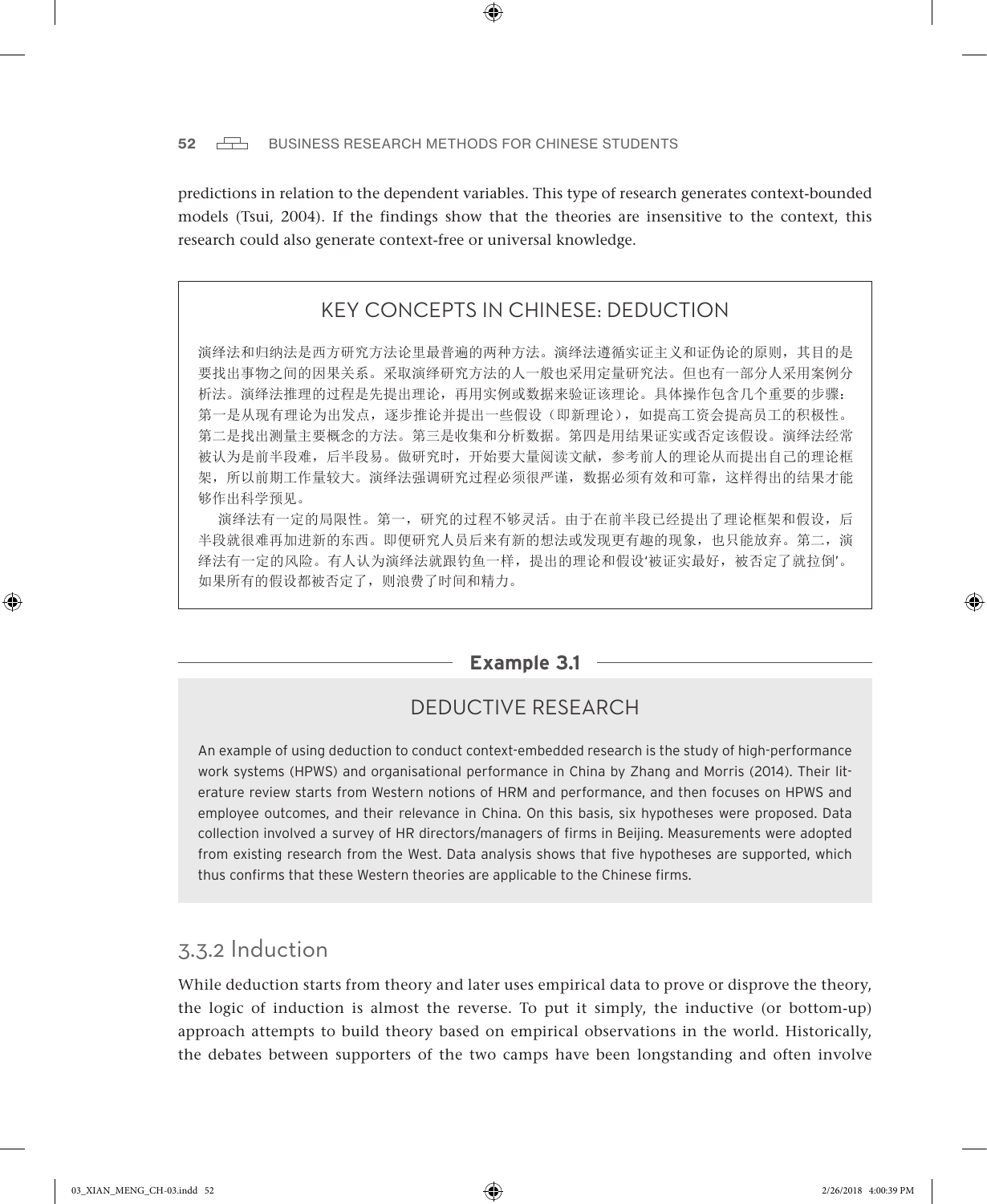predictions in relation to the dependent variables. This type of research generates context-bounded models (Tsui, 2004). If the findings show that the theories are insensitive to the context, this research could also generate context-free or universal knowledge.

## KEY CONCEPTS IN CHINESE: DEDUCTION

演绎法和归纳法是西方研究方法论里最普遍的两种方法。演绎法遵循实证主义和证伪论的原则，其目的是要找出事物之间的因果关系。采取演绎研究方法的人一般也采用定量研究法。但也有一部分人采用案例分析法。演绎法推理的过程是先提出理论，再用实例或数据来验证该理论。具体操作包含几个重要的步骤：第一是从现有理论为出发点，逐步推论并提出一些假设（即新理论），如提高工资会提高员工的积极性。第二是找出测量主要概念的方法。第三是收集和分析数据。第四是用结果证实或否定该假设。演绎法经常被认为是前半段难，后半段易。做研究时，开始要大量阅读文献，参考前人的理论从而提出自己的理论框架，所以前期工作量较大。演绎法强调研究过程必须很严谨，数据必须有效和可靠，这样得出的结果才能够作出科学预见。

演绎法有一定的局限性。第一，研究的过程不够灵活。由于在前半段已经提出了理论框架和假设，后半段就很难再加进新的东西。即便研究人员后来有新的想法或发现更有趣的现象，也只能放弃。第二，演绎法有一定的风险。有人认为演绎法就跟钓鱼一样，提出的理论和假设'被证实最好，被否定了就拉倒'。如果所有的假设都被否定了，则浪费了时间和精力。

**Example 3.1**

## DEDUCTIVE RESEARCH

An example of using deduction to conduct context-embedded research is the study of high-performance work systems (HPWS) and organisational performance in China by Zhang and Morris (2014). Their literature review starts from Western notions of HRM and performance, and then focuses on HPWS and employee outcomes, and their relevance in China. On this basis, six hypotheses were proposed. Data collection involved a survey of HR directors/managers of firms in Beijing. Measurements were adopted from existing research from the West. Data analysis shows that five hypotheses are supported, which thus confirms that these Western theories are applicable to the Chinese firms.

### 3.3.2 Induction

While deduction starts from theory and later uses empirical data to prove or disprove the theory, the logic of induction is almost the reverse. To put it simply, the inductive (or bottom-up) approach attempts to build theory based on empirical observations in the world. Historically, the debates between supporters of the two camps have been longstanding and often involve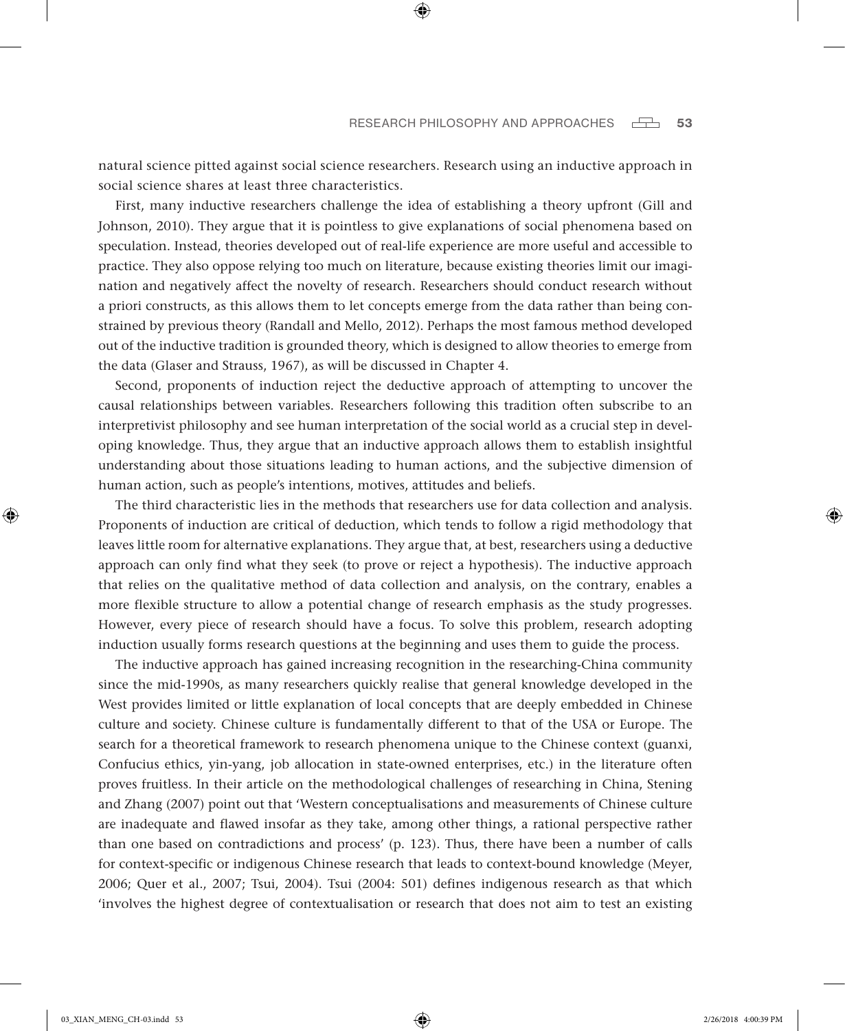natural science pitted against social science researchers. Research using an inductive approach in social science shares at least three characteristics.

First, many inductive researchers challenge the idea of establishing a theory upfront (Gill and Johnson, 2010). They argue that it is pointless to give explanations of social phenomena based on speculation. Instead, theories developed out of real-life experience are more useful and accessible to practice. They also oppose relying too much on literature, because existing theories limit our imagination and negatively affect the novelty of research. Researchers should conduct research without a priori constructs, as this allows them to let concepts emerge from the data rather than being constrained by previous theory (Randall and Mello, 2012). Perhaps the most famous method developed out of the inductive tradition is grounded theory, which is designed to allow theories to emerge from the data (Glaser and Strauss, 1967), as will be discussed in Chapter 4.

Second, proponents of induction reject the deductive approach of attempting to uncover the causal relationships between variables. Researchers following this tradition often subscribe to an interpretivist philosophy and see human interpretation of the social world as a crucial step in developing knowledge. Thus, they argue that an inductive approach allows them to establish insightful understanding about those situations leading to human actions, and the subjective dimension of human action, such as people's intentions, motives, attitudes and beliefs.

The third characteristic lies in the methods that researchers use for data collection and analysis. Proponents of induction are critical of deduction, which tends to follow a rigid methodology that leaves little room for alternative explanations. They argue that, at best, researchers using a deductive approach can only find what they seek (to prove or reject a hypothesis). The inductive approach that relies on the qualitative method of data collection and analysis, on the contrary, enables a more flexible structure to allow a potential change of research emphasis as the study progresses. However, every piece of research should have a focus. To solve this problem, research adopting induction usually forms research questions at the beginning and uses them to guide the process.

The inductive approach has gained increasing recognition in the researching-China community since the mid-1990s, as many researchers quickly realise that general knowledge developed in the West provides limited or little explanation of local concepts that are deeply embedded in Chinese culture and society. Chinese culture is fundamentally different to that of the USA or Europe. The search for a theoretical framework to research phenomena unique to the Chinese context (guanxi, Confucius ethics, yin-yang, job allocation in state-owned enterprises, etc.) in the literature often proves fruitless. In their article on the methodological challenges of researching in China, Stening and Zhang (2007) point out that 'Western conceptualisations and measurements of Chinese culture are inadequate and flawed insofar as they take, among other things, a rational perspective rather than one based on contradictions and process' (p. 123). Thus, there have been a number of calls for context-specific or indigenous Chinese research that leads to context-bound knowledge (Meyer, 2006; Quer et al., 2007; Tsui, 2004). Tsui (2004: 501) defines indigenous research as that which 'involves the highest degree of contextualisation or research that does not aim to test an existing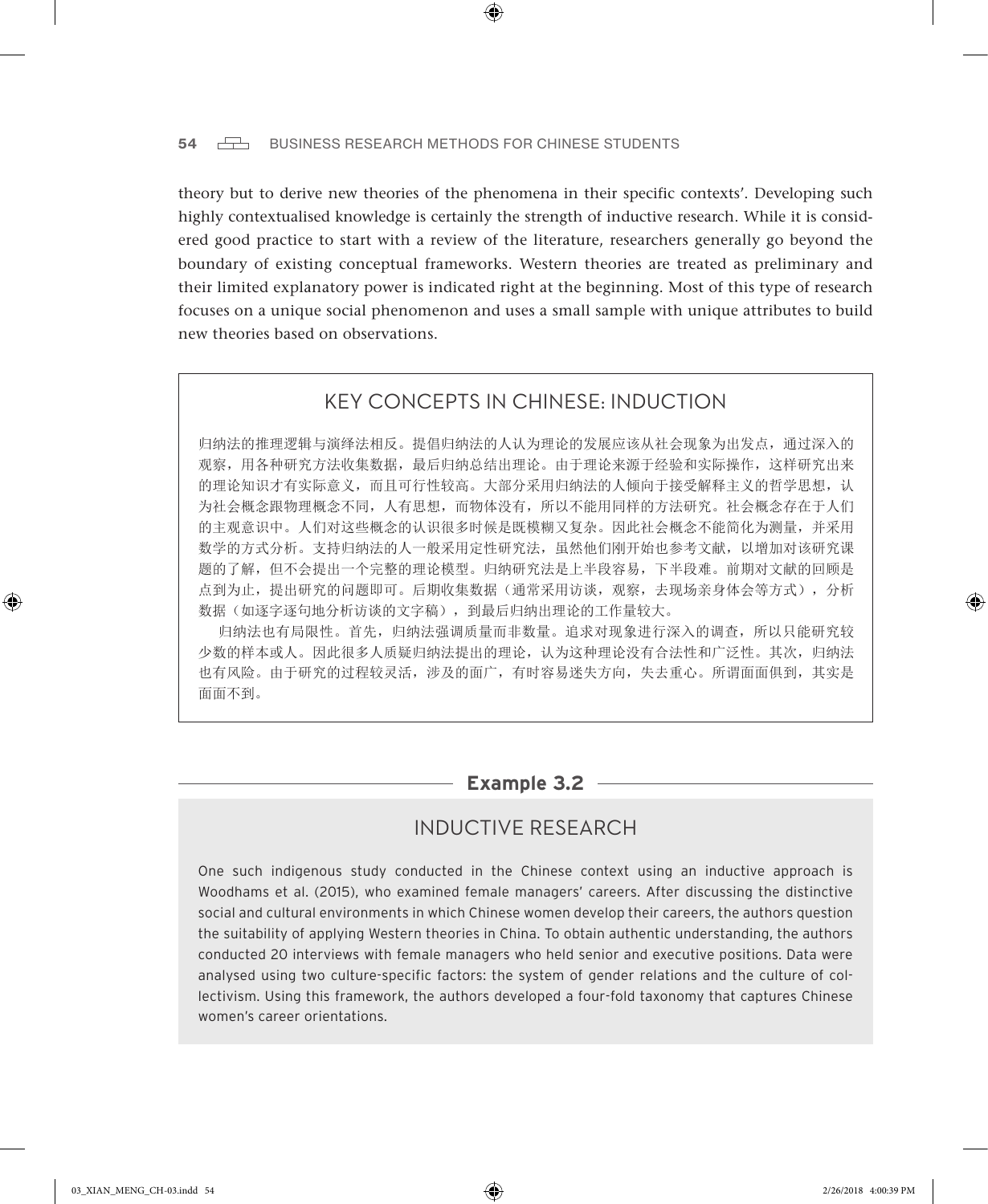theory but to derive new theories of the phenomena in their specific contexts'. Developing such highly contextualised knowledge is certainly the strength of inductive research. While it is considered good practice to start with a review of the literature, researchers generally go beyond the boundary of existing conceptual frameworks. Western theories are treated as preliminary and their limited explanatory power is indicated right at the beginning. Most of this type of research focuses on a unique social phenomenon and uses a small sample with unique attributes to build new theories based on observations.

## KEY CONCEPTS IN CHINESE: INDUCTION

归纳法的推理逻辑与演绎法相反。提倡归纳法的人认为理论的发展应该从社会现象为出发点，通过深入的观察，用各种研究方法收集数据，最后归纳总结出理论。由于理论来源于经验和实际操作，这样研究出来的理论知识才有实际意义，而且可行性较高。大部分采用归纳法的人倾向于接受解释主义的哲学思想，认为社会概念跟物理概念不同，人有思想，而物体没有，所以不能用同样的方法研究。社会概念存在于人们的主观意识中。人们对这些概念的认识很多时候是既模糊又复杂。因此社会概念不能简化为测量，并采用数学的方式分析。支持归纳法的人一般采用定性研究法，虽然他们刚开始也参考文献，以增加对该研究课题的了解，但不会提出一个完整的理论模型。归纳研究法是上半段容易，下半段难。前期对文献的回顾是点到为止，提出研究的问题即可。后期收集数据（通常采用访谈，观察，去现场亲身体会等方式），分析数据（如逐字逐句地分析访谈的文字稿），到最后归纳出理论的工作量较大。

归纳法也有局限性。首先，归纳法强调质量而非数量。追求对现象进行深入的调查，所以只能研究较少数的样本或人。因此很多人质疑归纳法提出的理论，认为这种理论没有合法性和广泛性。其次，归纳法也有风险。由于研究的过程较灵活，涉及的面广，有时容易迷失方向，失去重心。所谓面面俱到，其实是面面不到。

**Example 3.2**

## INDUCTIVE RESEARCH

One such indigenous study conducted in the Chinese context using an inductive approach is Woodhams et al. (2015), who examined female managers' careers. After discussing the distinctive social and cultural environments in which Chinese women develop their careers, the authors question the suitability of applying Western theories in China. To obtain authentic understanding, the authors conducted 20 interviews with female managers who held senior and executive positions. Data were analysed using two culture-specific factors: the system of gender relations and the culture of collectivism. Using this framework, the authors developed a four-fold taxonomy that captures Chinese women's career orientations.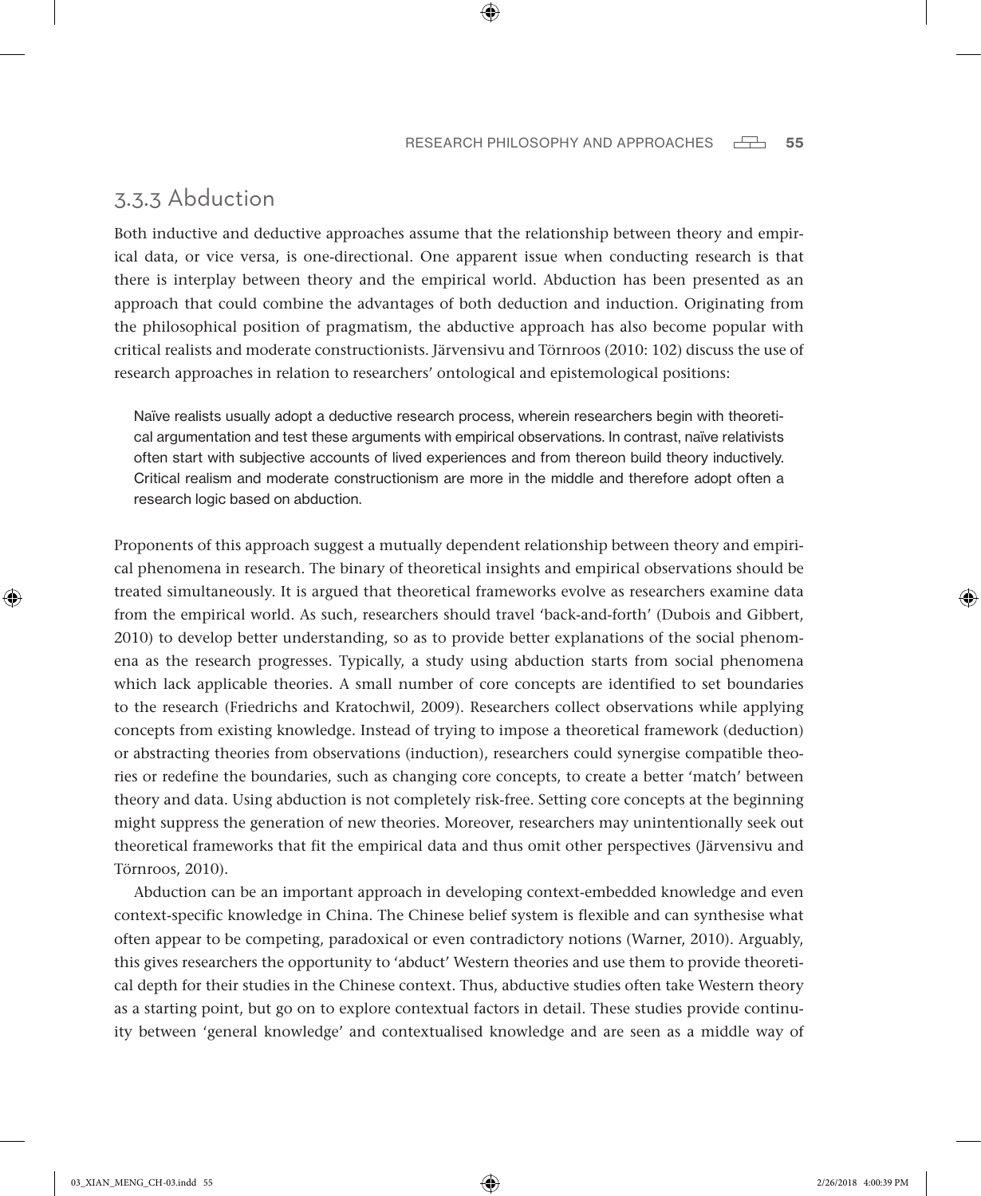### 3.3.3 Abduction

Both inductive and deductive approaches assume that the relationship between theory and empirical data, or vice versa, is one-directional. One apparent issue when conducting research is that there is interplay between theory and the empirical world. Abduction has been presented as an approach that could combine the advantages of both deduction and induction. Originating from the philosophical position of pragmatism, the abductive approach has also become popular with critical realists and moderate constructionists. Järvensivu and Törnroos (2010: 102) discuss the use of research approaches in relation to researchers' ontological and epistemological positions:

> Naïve realists usually adopt a deductive research process, wherein researchers begin with theoretical argumentation and test these arguments with empirical observations. In contrast, naïve relativists often start with subjective accounts of lived experiences and from thereon build theory inductively. Critical realism and moderate constructionism are more in the middle and therefore adopt often a research logic based on abduction.

Proponents of this approach suggest a mutually dependent relationship between theory and empirical phenomena in research. The binary of theoretical insights and empirical observations should be treated simultaneously. It is argued that theoretical frameworks evolve as researchers examine data from the empirical world. As such, researchers should travel 'back-and-forth' (Dubois and Gibbert, 2010) to develop better understanding, so as to provide better explanations of the social phenomena as the research progresses. Typically, a study using abduction starts from social phenomena which lack applicable theories. A small number of core concepts are identified to set boundaries to the research (Friedrichs and Kratochwil, 2009). Researchers collect observations while applying concepts from existing knowledge. Instead of trying to impose a theoretical framework (deduction) or abstracting theories from observations (induction), researchers could synergise compatible theories or redefine the boundaries, such as changing core concepts, to create a better 'match' between theory and data. Using abduction is not completely risk-free. Setting core concepts at the beginning might suppress the generation of new theories. Moreover, researchers may unintentionally seek out theoretical frameworks that fit the empirical data and thus omit other perspectives (Järvensivu and Törnroos, 2010).

Abduction can be an important approach in developing context-embedded knowledge and even context-specific knowledge in China. The Chinese belief system is flexible and can synthesise what often appear to be competing, paradoxical or even contradictory notions (Warner, 2010). Arguably, this gives researchers the opportunity to 'abduct' Western theories and use them to provide theoretical depth for their studies in the Chinese context. Thus, abductive studies often take Western theory as a starting point, but go on to explore contextual factors in detail. These studies provide continuity between 'general knowledge' and contextualised knowledge and are seen as a middle way of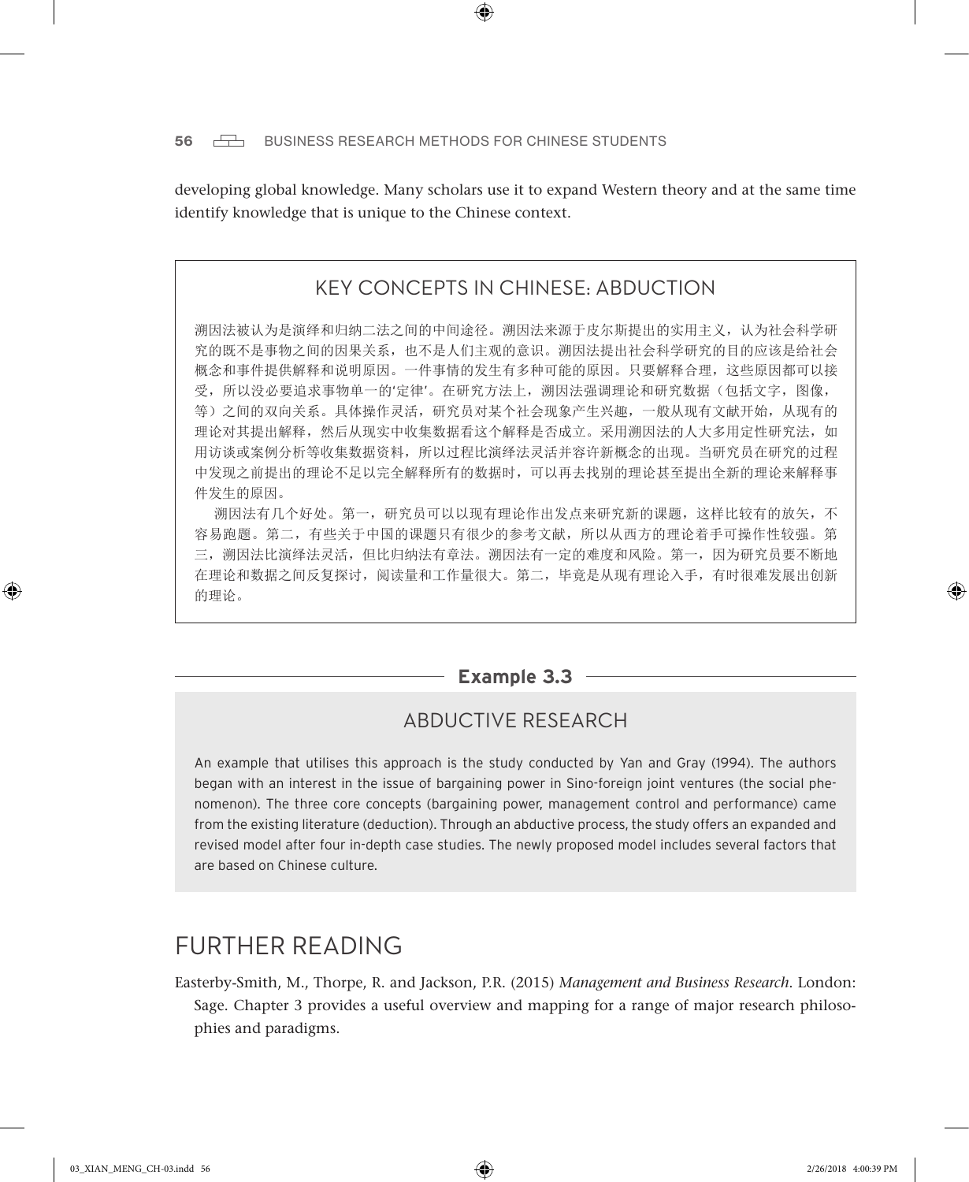developing global knowledge. Many scholars use it to expand Western theory and at the same time identify knowledge that is unique to the Chinese context.

## KEY CONCEPTS IN CHINESE: ABDUCTION

溯因法被认为是演绎和归纳二法之间的中间途径。溯因法来源于皮尔斯提出的实用主义，认为社会科学研究的既不是事物之间的因果关系，也不是人们主观的意识。溯因法提出社会科学研究的目的应该是给社会概念和事件提供解释和说明原因。一件事情的发生有多种可能的原因。只要解释合理，这些原因都可以接受，所以没必要追求事物单一的'定律'。在研究方法上，溯因法强调理论和研究数据（包括文字，图像，等）之间的双向关系。具体操作灵活，研究员对某个社会现象产生兴趣，一般从现有文献开始，从现有的理论对其提出解释，然后从现实中收集数据看这个解释是否成立。采用溯因法的人大多用定性研究法，如用访谈或案例分析等收集数据资料，所以过程比演绎法灵活并容许新概念的出现。当研究员在研究的过程中发现之前提出的理论不足以完全解释所有的数据时，可以再去找别的理论甚至提出全新的理论来解释事件发生的原因。

溯因法有几个好处。第一，研究员可以以现有理论作出发点来研究新的课题，这样比较有的放矢，不容易跑题。第二，有些关于中国的课题只有很少的参考文献，所以从西方的理论着手可操作性较强。第三，溯因法比演绎法灵活，但比归纳法有章法。溯因法有一定的难度和风险。第一，因为研究员要不断地在理论和数据之间反复探讨，阅读量和工作量很大。第二，毕竟是从现有理论入手，有时很难发展出创新的理论。

**Example 3.3**

### ABDUCTIVE RESEARCH

An example that utilises this approach is the study conducted by Yan and Gray (1994). The authors began with an interest in the issue of bargaining power in Sino-foreign joint ventures (the social phenomenon). The three core concepts (bargaining power, management control and performance) came from the existing literature (deduction). Through an abductive process, the study offers an expanded and revised model after four in-depth case studies. The newly proposed model includes several factors that are based on Chinese culture.

# FURTHER READING

Easterby-Smith, M., Thorpe, R. and Jackson, P.R. (2015) *Management and Business Research*. London: Sage. Chapter 3 provides a useful overview and mapping for a range of major research philosophies and paradigms.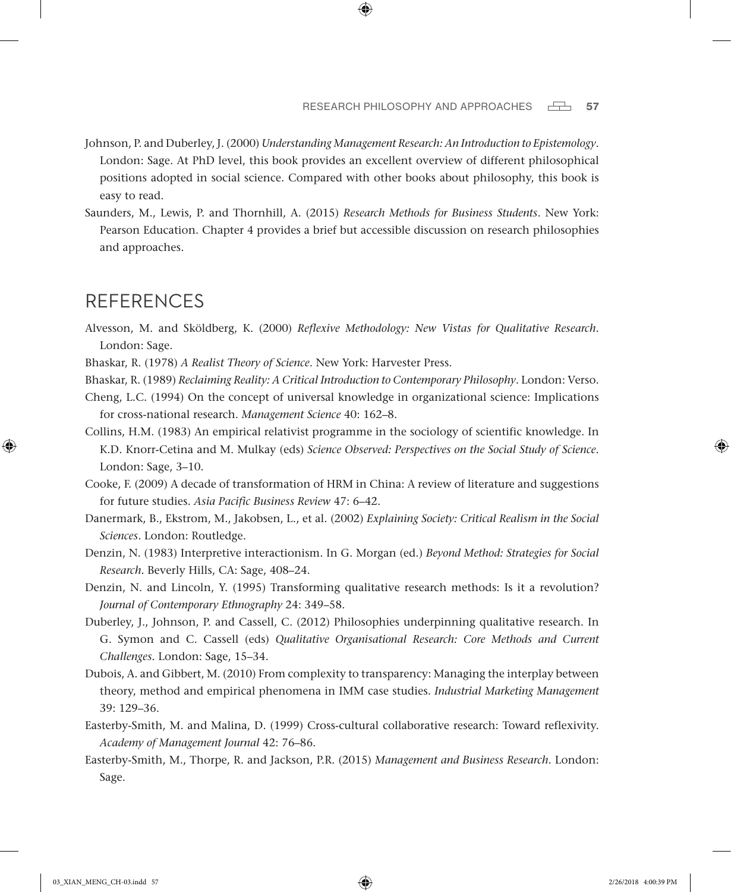Johnson, P. and Duberley, J. (2000) *Understanding Management Research: An Introduction to Epistemology*. London: Sage. At PhD level, this book provides an excellent overview of different philosophical positions adopted in social science. Compared with other books about philosophy, this book is easy to read.

Saunders, M., Lewis, P. and Thornhill, A. (2015) *Research Methods for Business Students*. New York: Pearson Education. Chapter 4 provides a brief but accessible discussion on research philosophies and approaches.

## REFERENCES

Alvesson, M. and Sköldberg, K. (2000) *Reflexive Methodology: New Vistas for Qualitative Research*. London: Sage.

Bhaskar, R. (1978) *A Realist Theory of Science*. New York: Harvester Press.

Bhaskar, R. (1989) *Reclaiming Reality: A Critical Introduction to Contemporary Philosophy*. London: Verso.

Cheng, L.C. (1994) On the concept of universal knowledge in organizational science: Implications for cross-national research. *Management Science* 40: 162–8.

Collins, H.M. (1983) An empirical relativist programme in the sociology of scientific knowledge. In K.D. Knorr-Cetina and M. Mulkay (eds) *Science Observed: Perspectives on the Social Study of Science*. London: Sage, 3–10.

Cooke, F. (2009) A decade of transformation of HRM in China: A review of literature and suggestions for future studies. *Asia Pacific Business Review* 47: 6–42.

Danermark, B., Ekstrom, M., Jakobsen, L., et al. (2002) *Explaining Society: Critical Realism in the Social Sciences*. London: Routledge.

Denzin, N. (1983) Interpretive interactionism. In G. Morgan (ed.) *Beyond Method: Strategies for Social Research*. Beverly Hills, CA: Sage, 408–24.

Denzin, N. and Lincoln, Y. (1995) Transforming qualitative research methods: Is it a revolution? *Journal of Contemporary Ethnography* 24: 349–58.

Duberley, J., Johnson, P. and Cassell, C. (2012) Philosophies underpinning qualitative research. In G. Symon and C. Cassell (eds) *Qualitative Organisational Research: Core Methods and Current Challenges*. London: Sage, 15–34.

Dubois, A. and Gibbert, M. (2010) From complexity to transparency: Managing the interplay between theory, method and empirical phenomena in IMM case studies. *Industrial Marketing Management* 39: 129–36.

Easterby-Smith, M. and Malina, D. (1999) Cross-cultural collaborative research: Toward reflexivity. *Academy of Management Journal* 42: 76–86.

Easterby-Smith, M., Thorpe, R. and Jackson, P.R. (2015) *Management and Business Research*. London: Sage.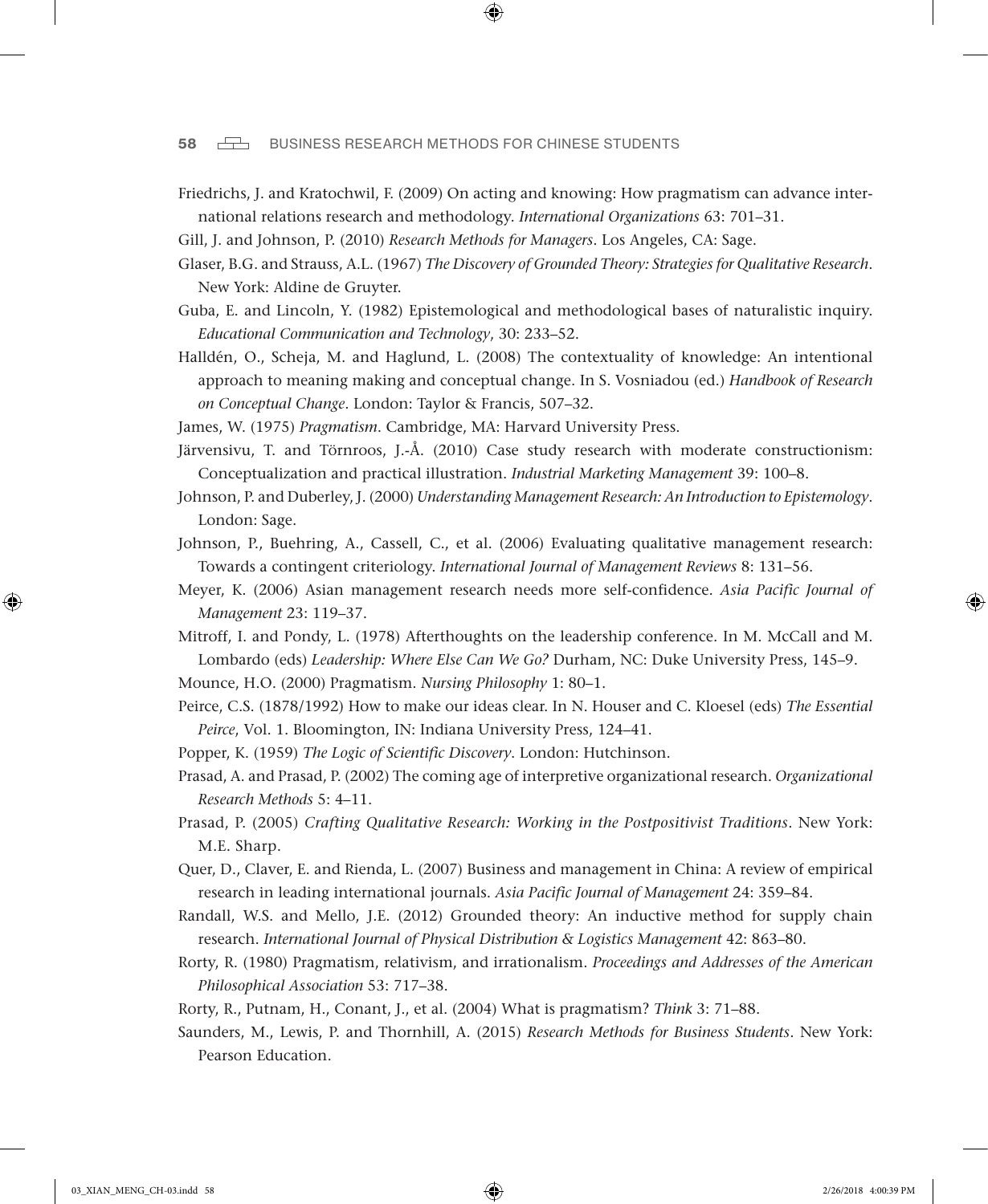Friedrichs, J. and Kratochwil, F. (2009) On acting and knowing: How pragmatism can advance international relations research and methodology. *International Organizations* 63: 701–31.

Gill, J. and Johnson, P. (2010) *Research Methods for Managers*. Los Angeles, CA: Sage.

Glaser, B.G. and Strauss, A.L. (1967) *The Discovery of Grounded Theory: Strategies for Qualitative Research*. New York: Aldine de Gruyter.

Guba, E. and Lincoln, Y. (1982) Epistemological and methodological bases of naturalistic inquiry. *Educational Communication and Technology*, 30: 233–52.

Halldén, O., Scheja, M. and Haglund, L. (2008) The contextuality of knowledge: An intentional approach to meaning making and conceptual change. In S. Vosniadou (ed.) *Handbook of Research on Conceptual Change*. London: Taylor & Francis, 507–32.

James, W. (1975) *Pragmatism*. Cambridge, MA: Harvard University Press.

Järvensivu, T. and Törnroos, J.-Å. (2010) Case study research with moderate constructionism: Conceptualization and practical illustration. *Industrial Marketing Management* 39: 100–8.

Johnson, P. and Duberley, J. (2000) *Understanding Management Research: An Introduction to Epistemology*. London: Sage.

Johnson, P., Buehring, A., Cassell, C., et al. (2006) Evaluating qualitative management research: Towards a contingent criteriology. *International Journal of Management Reviews* 8: 131–56.

Meyer, K. (2006) Asian management research needs more self-confidence. *Asia Pacific Journal of Management* 23: 119–37.

Mitroff, I. and Pondy, L. (1978) Afterthoughts on the leadership conference. In M. McCall and M. Lombardo (eds) *Leadership: Where Else Can We Go?* Durham, NC: Duke University Press, 145–9.

Mounce, H.O. (2000) Pragmatism. *Nursing Philosophy* 1: 80–1.

Peirce, C.S. (1878/1992) How to make our ideas clear. In N. Houser and C. Kloesel (eds) *The Essential Peirce*, Vol. 1. Bloomington, IN: Indiana University Press, 124–41.

Popper, K. (1959) *The Logic of Scientific Discovery*. London: Hutchinson.

Prasad, A. and Prasad, P. (2002) The coming age of interpretive organizational research. *Organizational Research Methods* 5: 4–11.

Prasad, P. (2005) *Crafting Qualitative Research: Working in the Postpositivist Traditions*. New York: M.E. Sharp.

Quer, D., Claver, E. and Rienda, L. (2007) Business and management in China: A review of empirical research in leading international journals. *Asia Pacific Journal of Management* 24: 359–84.

Randall, W.S. and Mello, J.E. (2012) Grounded theory: An inductive method for supply chain research. *International Journal of Physical Distribution & Logistics Management* 42: 863–80.

Rorty, R. (1980) Pragmatism, relativism, and irrationalism. *Proceedings and Addresses of the American Philosophical Association* 53: 717–38.

Rorty, R., Putnam, H., Conant, J., et al. (2004) What is pragmatism? *Think* 3: 71–88.

Saunders, M., Lewis, P. and Thornhill, A. (2015) *Research Methods for Business Students*. New York: Pearson Education.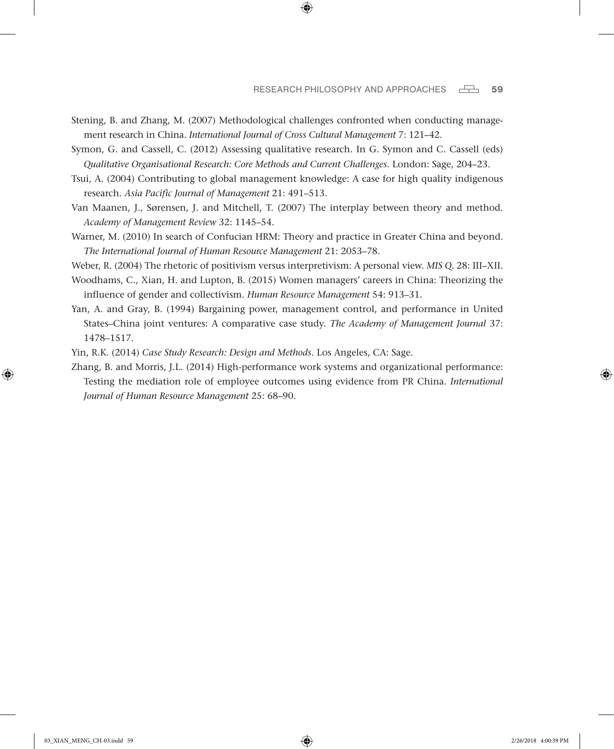Stening, B. and Zhang, M. (2007) Methodological challenges confronted when conducting management research in China. *International Journal of Cross Cultural Management* 7: 121–42.

Symon, G. and Cassell, C. (2012) Assessing qualitative research. In G. Symon and C. Cassell (eds) *Qualitative Organisational Research: Core Methods and Current Challenges*. London: Sage, 204–23.

Tsui, A. (2004) Contributing to global management knowledge: A case for high quality indigenous research. *Asia Pacific Journal of Management* 21: 491–513.

Van Maanen, J., Sørensen, J. and Mitchell, T. (2007) The interplay between theory and method. *Academy of Management Review* 32: 1145–54.

Warner, M. (2010) In search of Confucian HRM: Theory and practice in Greater China and beyond. *The International Journal of Human Resource Management* 21: 2053–78.

Weber, R. (2004) The rhetoric of positivism versus interpretivism: A personal view. *MIS Q.* 28: III–XII.

Woodhams, C., Xian, H. and Lupton, B. (2015) Women managers' careers in China: Theorizing the influence of gender and collectivism. *Human Resource Management* 54: 913–31.

Yan, A. and Gray, B. (1994) Bargaining power, management control, and performance in United States–China joint ventures: A comparative case study. *The Academy of Management Journal* 37: 1478–1517.

Yin, R.K. (2014) *Case Study Research: Design and Methods*. Los Angeles, CA: Sage.

Zhang, B. and Morris, J.L. (2014) High-performance work systems and organizational performance: Testing the mediation role of employee outcomes using evidence from PR China. *International Journal of Human Resource Management* 25: 68–90.